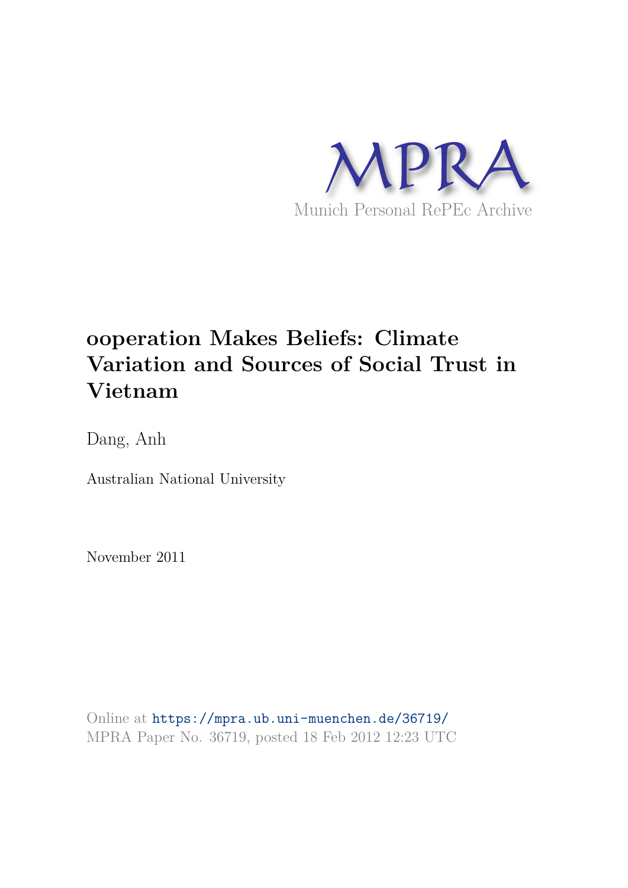MPRA

Munich Personal RePEc Archive

# ooperation Makes Beliefs: Climate Variation and Sources of Social Trust in Vietnam

Dang, Anh

Australian National University

November 2011

Online at https://mpra.ub.uni-muenchen.de/36719/
MPRA Paper No. 36719, posted 18 Feb 2012 12:23 UTC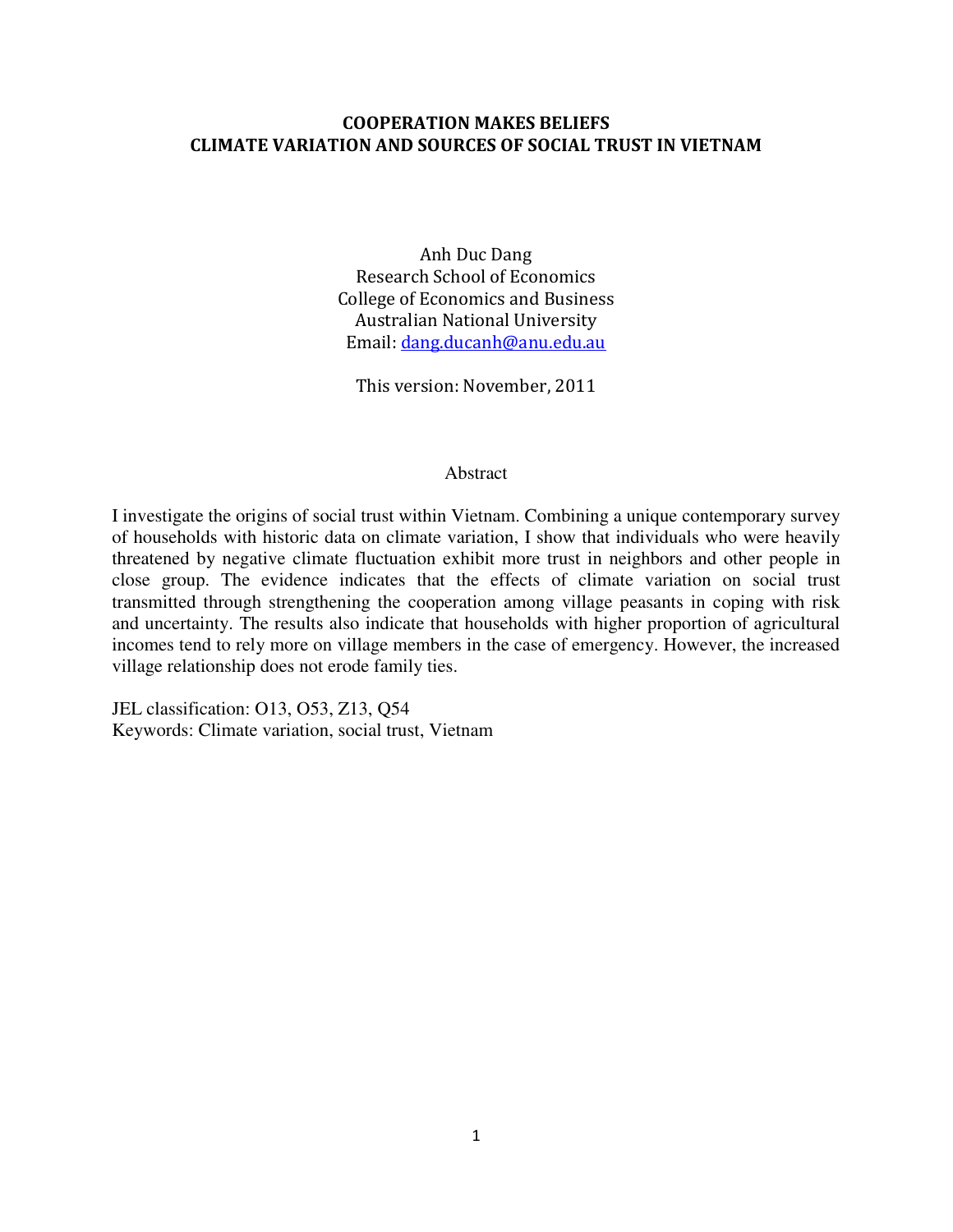# COOPERATION MAKES BELIEFS
# CLIMATE VARIATION AND SOURCES OF SOCIAL TRUST IN VIETNAM

Anh Duc Dang
Research School of Economics
College of Economics and Business
Australian National University
Email: dang.ducanh@anu.edu.au

This version: November, 2011

## Abstract

I investigate the origins of social trust within Vietnam. Combining a unique contemporary survey of households with historic data on climate variation, I show that individuals who were heavily threatened by negative climate fluctuation exhibit more trust in neighbors and other people in close group. The evidence indicates that the effects of climate variation on social trust transmitted through strengthening the cooperation among village peasants in coping with risk and uncertainty. The results also indicate that households with higher proportion of agricultural incomes tend to rely more on village members in the case of emergency. However, the increased village relationship does not erode family ties.

JEL classification: O13, O53, Z13, Q54
Keywords: Climate variation, social trust, Vietnam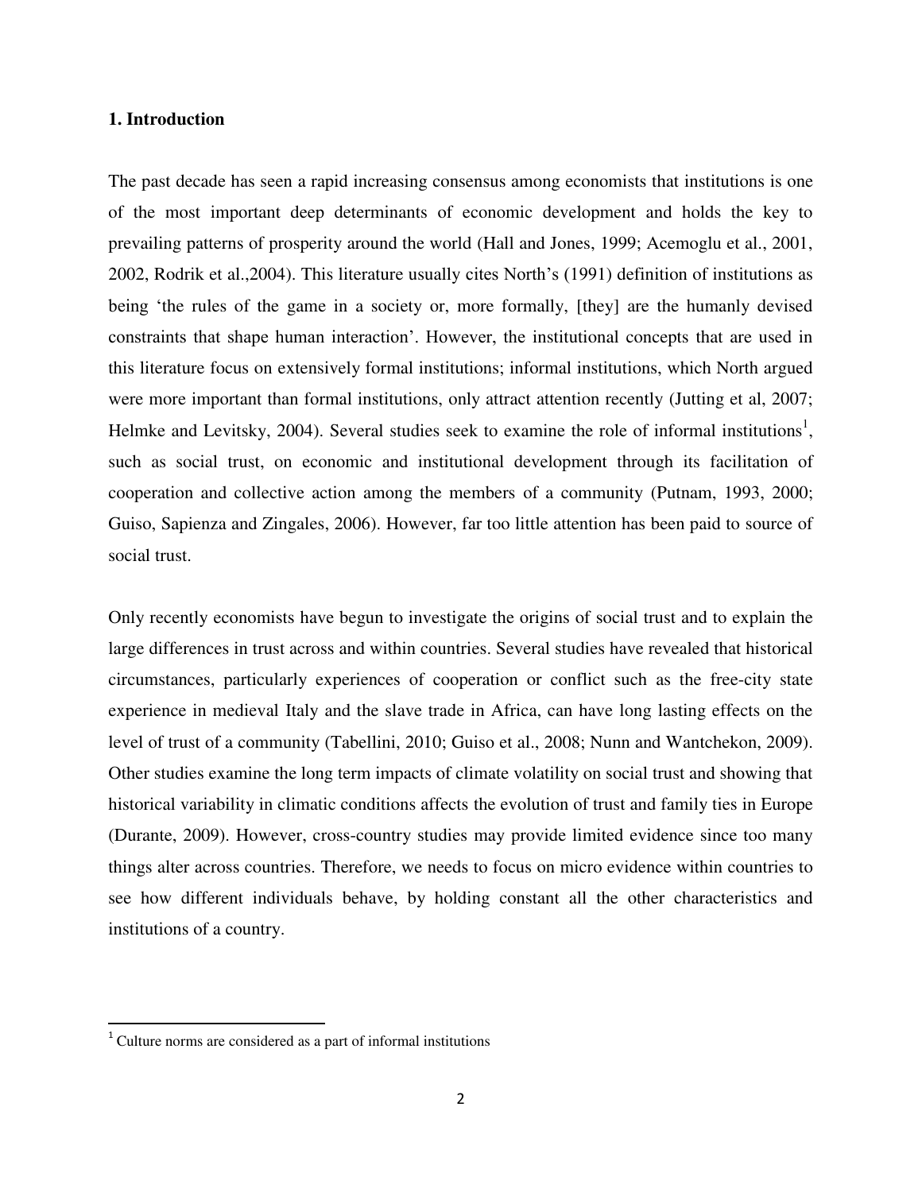## 1. Introduction

The past decade has seen a rapid increasing consensus among economists that institutions is one of the most important deep determinants of economic development and holds the key to prevailing patterns of prosperity around the world (Hall and Jones, 1999; Acemoglu et al., 2001, 2002, Rodrik et al.,2004). This literature usually cites North's (1991) definition of institutions as being 'the rules of the game in a society or, more formally, [they] are the humanly devised constraints that shape human interaction'. However, the institutional concepts that are used in this literature focus on extensively formal institutions; informal institutions, which North argued were more important than formal institutions, only attract attention recently (Jutting et al, 2007; Helmke and Levitsky, 2004). Several studies seek to examine the role of informal institutions[1], such as social trust, on economic and institutional development through its facilitation of cooperation and collective action among the members of a community (Putnam, 1993, 2000; Guiso, Sapienza and Zingales, 2006). However, far too little attention has been paid to source of social trust.

Only recently economists have begun to investigate the origins of social trust and to explain the large differences in trust across and within countries. Several studies have revealed that historical circumstances, particularly experiences of cooperation or conflict such as the free-city state experience in medieval Italy and the slave trade in Africa, can have long lasting effects on the level of trust of a community (Tabellini, 2010; Guiso et al., 2008; Nunn and Wantchekon, 2009). Other studies examine the long term impacts of climate volatility on social trust and showing that historical variability in climatic conditions affects the evolution of trust and family ties in Europe (Durante, 2009). However, cross-country studies may provide limited evidence since too many things alter across countries. Therefore, we needs to focus on micro evidence within countries to see how different individuals behave, by holding constant all the other characteristics and institutions of a country.

[1] Culture norms are considered as a part of informal institutions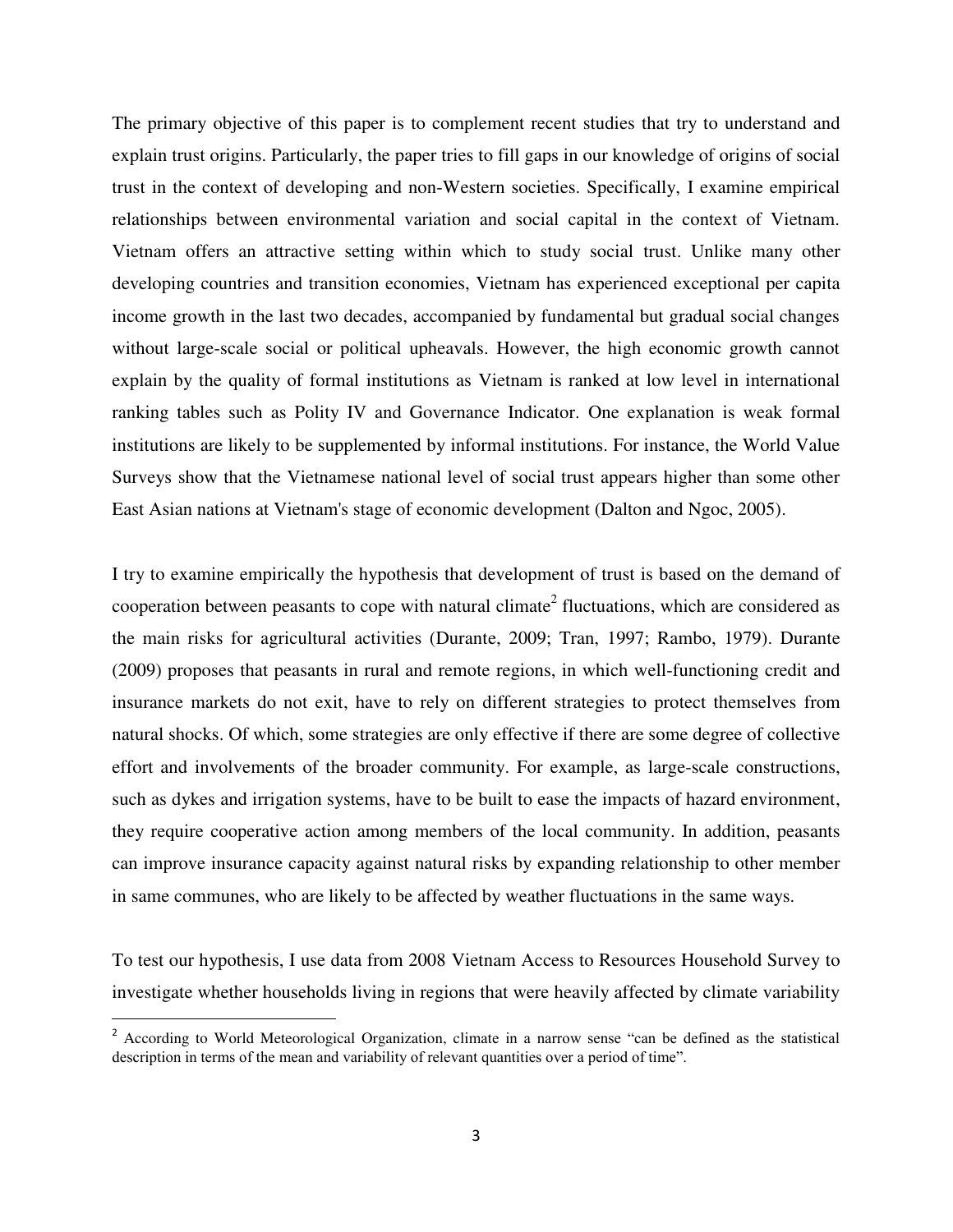The primary objective of this paper is to complement recent studies that try to understand and explain trust origins. Particularly, the paper tries to fill gaps in our knowledge of origins of social trust in the context of developing and non-Western societies. Specifically, I examine empirical relationships between environmental variation and social capital in the context of Vietnam. Vietnam offers an attractive setting within which to study social trust. Unlike many other developing countries and transition economies, Vietnam has experienced exceptional per capita income growth in the last two decades, accompanied by fundamental but gradual social changes without large-scale social or political upheavals. However, the high economic growth cannot explain by the quality of formal institutions as Vietnam is ranked at low level in international ranking tables such as Polity IV and Governance Indicator. One explanation is weak formal institutions are likely to be supplemented by informal institutions. For instance, the World Value Surveys show that the Vietnamese national level of social trust appears higher than some other East Asian nations at Vietnam's stage of economic development (Dalton and Ngoc, 2005).

I try to examine empirically the hypothesis that development of trust is based on the demand of cooperation between peasants to cope with natural climate[2] fluctuations, which are considered as the main risks for agricultural activities (Durante, 2009; Tran, 1997; Rambo, 1979). Durante (2009) proposes that peasants in rural and remote regions, in which well-functioning credit and insurance markets do not exit, have to rely on different strategies to protect themselves from natural shocks. Of which, some strategies are only effective if there are some degree of collective effort and involvements of the broader community. For example, as large-scale constructions, such as dykes and irrigation systems, have to be built to ease the impacts of hazard environment, they require cooperative action among members of the local community. In addition, peasants can improve insurance capacity against natural risks by expanding relationship to other member in same communes, who are likely to be affected by weather fluctuations in the same ways.

To test our hypothesis, I use data from 2008 Vietnam Access to Resources Household Survey to investigate whether households living in regions that were heavily affected by climate variability

[2] According to World Meteorological Organization, climate in a narrow sense "can be defined as the statistical description in terms of the mean and variability of relevant quantities over a period of time".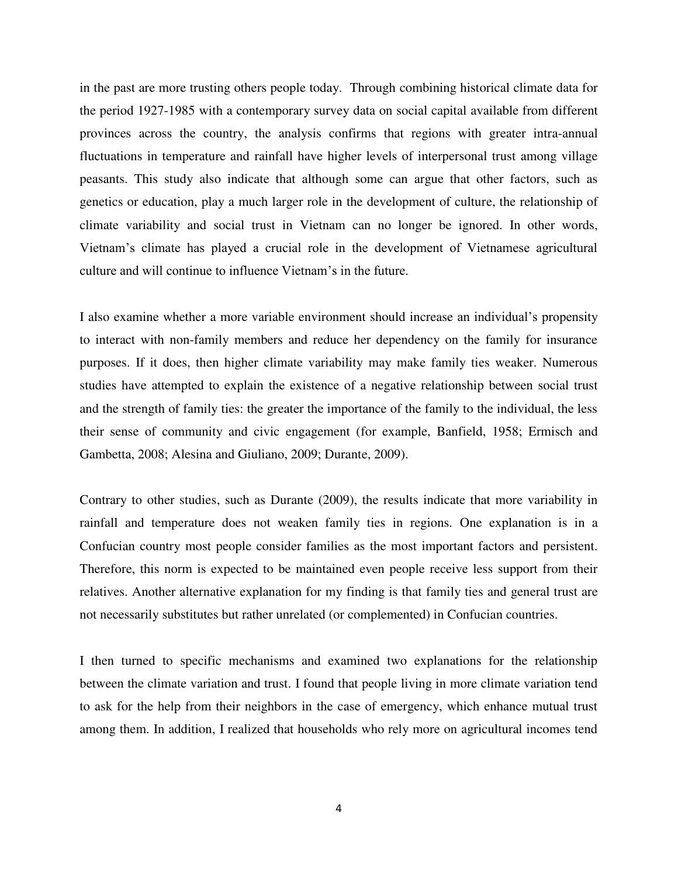in the past are more trusting others people today. Through combining historical climate data for the period 1927-1985 with a contemporary survey data on social capital available from different provinces across the country, the analysis confirms that regions with greater intra-annual fluctuations in temperature and rainfall have higher levels of interpersonal trust among village peasants. This study also indicate that although some can argue that other factors, such as genetics or education, play a much larger role in the development of culture, the relationship of climate variability and social trust in Vietnam can no longer be ignored. In other words, Vietnam's climate has played a crucial role in the development of Vietnamese agricultural culture and will continue to influence Vietnam's in the future.

I also examine whether a more variable environment should increase an individual's propensity to interact with non-family members and reduce her dependency on the family for insurance purposes. If it does, then higher climate variability may make family ties weaker. Numerous studies have attempted to explain the existence of a negative relationship between social trust and the strength of family ties: the greater the importance of the family to the individual, the less their sense of community and civic engagement (for example, Banfield, 1958; Ermisch and Gambetta, 2008; Alesina and Giuliano, 2009; Durante, 2009).

Contrary to other studies, such as Durante (2009), the results indicate that more variability in rainfall and temperature does not weaken family ties in regions. One explanation is in a Confucian country most people consider families as the most important factors and persistent. Therefore, this norm is expected to be maintained even people receive less support from their relatives. Another alternative explanation for my finding is that family ties and general trust are not necessarily substitutes but rather unrelated (or complemented) in Confucian countries.

I then turned to specific mechanisms and examined two explanations for the relationship between the climate variation and trust. I found that people living in more climate variation tend to ask for the help from their neighbors in the case of emergency, which enhance mutual trust among them. In addition, I realized that households who rely more on agricultural incomes tend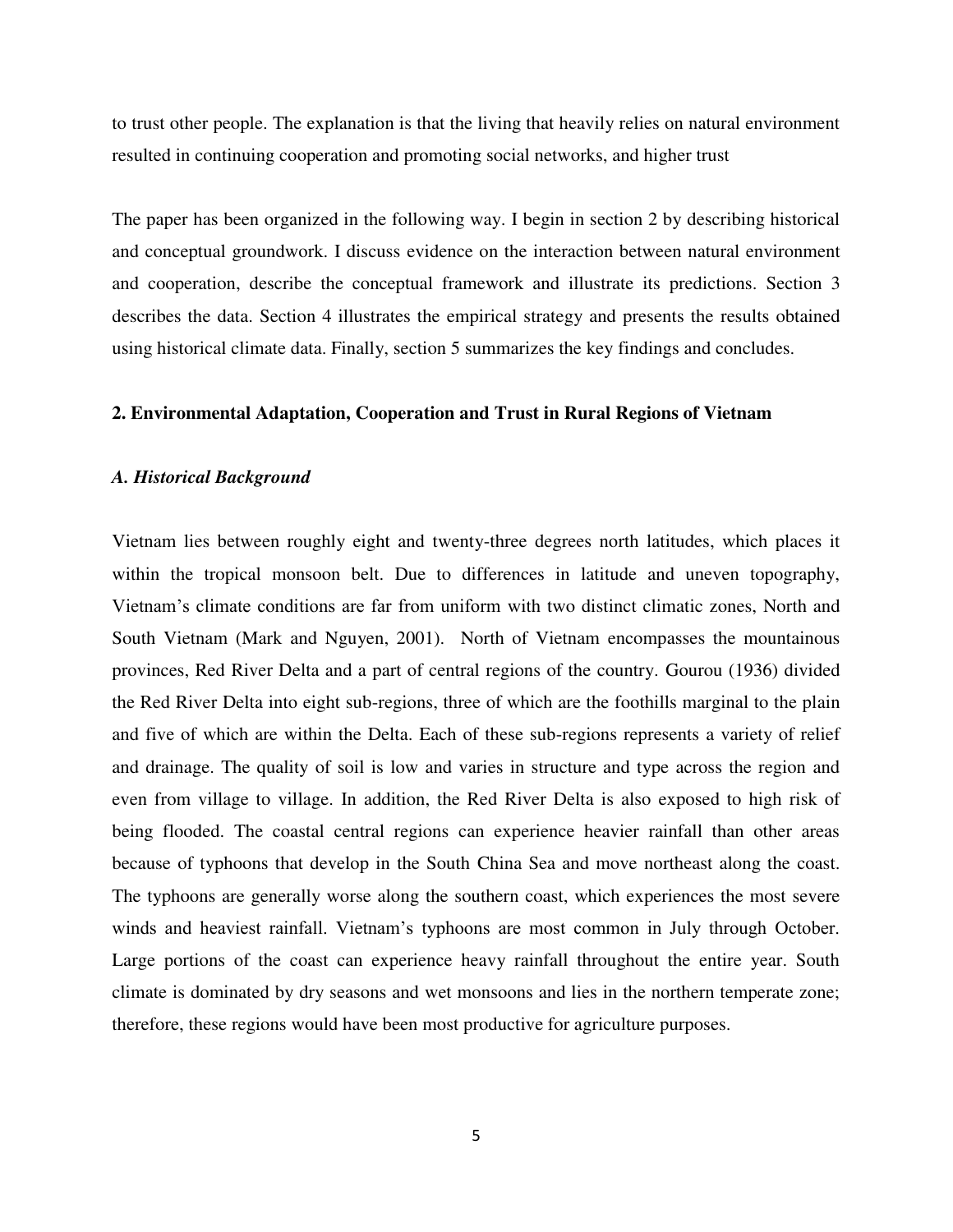to trust other people. The explanation is that the living that heavily relies on natural environment resulted in continuing cooperation and promoting social networks, and higher trust

The paper has been organized in the following way. I begin in section 2 by describing historical and conceptual groundwork. I discuss evidence on the interaction between natural environment and cooperation, describe the conceptual framework and illustrate its predictions. Section 3 describes the data. Section 4 illustrates the empirical strategy and presents the results obtained using historical climate data. Finally, section 5 summarizes the key findings and concludes.

## 2. Environmental Adaptation, Cooperation and Trust in Rural Regions of Vietnam

### *A. Historical Background*

Vietnam lies between roughly eight and twenty-three degrees north latitudes, which places it within the tropical monsoon belt. Due to differences in latitude and uneven topography, Vietnam's climate conditions are far from uniform with two distinct climatic zones, North and South Vietnam (Mark and Nguyen, 2001). North of Vietnam encompasses the mountainous provinces, Red River Delta and a part of central regions of the country. Gourou (1936) divided the Red River Delta into eight sub-regions, three of which are the foothills marginal to the plain and five of which are within the Delta. Each of these sub-regions represents a variety of relief and drainage. The quality of soil is low and varies in structure and type across the region and even from village to village. In addition, the Red River Delta is also exposed to high risk of being flooded. The coastal central regions can experience heavier rainfall than other areas because of typhoons that develop in the South China Sea and move northeast along the coast. The typhoons are generally worse along the southern coast, which experiences the most severe winds and heaviest rainfall. Vietnam's typhoons are most common in July through October. Large portions of the coast can experience heavy rainfall throughout the entire year. South climate is dominated by dry seasons and wet monsoons and lies in the northern temperate zone; therefore, these regions would have been most productive for agriculture purposes.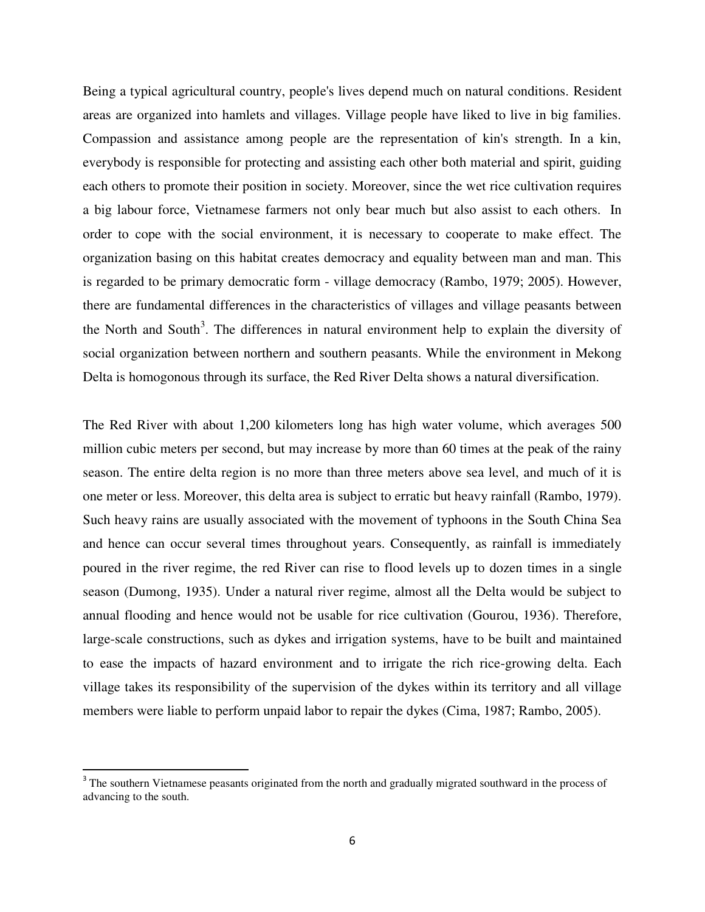Being a typical agricultural country, people's lives depend much on natural conditions. Resident areas are organized into hamlets and villages. Village people have liked to live in big families. Compassion and assistance among people are the representation of kin's strength. In a kin, everybody is responsible for protecting and assisting each other both material and spirit, guiding each others to promote their position in society. Moreover, since the wet rice cultivation requires a big labour force, Vietnamese farmers not only bear much but also assist to each others. In order to cope with the social environment, it is necessary to cooperate to make effect. The organization basing on this habitat creates democracy and equality between man and man. This is regarded to be primary democratic form - village democracy (Rambo, 1979; 2005). However, there are fundamental differences in the characteristics of villages and village peasants between the North and South[3]. The differences in natural environment help to explain the diversity of social organization between northern and southern peasants. While the environment in Mekong Delta is homogonous through its surface, the Red River Delta shows a natural diversification.

The Red River with about 1,200 kilometers long has high water volume, which averages 500 million cubic meters per second, but may increase by more than 60 times at the peak of the rainy season. The entire delta region is no more than three meters above sea level, and much of it is one meter or less. Moreover, this delta area is subject to erratic but heavy rainfall (Rambo, 1979). Such heavy rains are usually associated with the movement of typhoons in the South China Sea and hence can occur several times throughout years. Consequently, as rainfall is immediately poured in the river regime, the red River can rise to flood levels up to dozen times in a single season (Dumong, 1935). Under a natural river regime, almost all the Delta would be subject to annual flooding and hence would not be usable for rice cultivation (Gourou, 1936). Therefore, large-scale constructions, such as dykes and irrigation systems, have to be built and maintained to ease the impacts of hazard environment and to irrigate the rich rice-growing delta. Each village takes its responsibility of the supervision of the dykes within its territory and all village members were liable to perform unpaid labor to repair the dykes (Cima, 1987; Rambo, 2005).

[3] The southern Vietnamese peasants originated from the north and gradually migrated southward in the process of advancing to the south.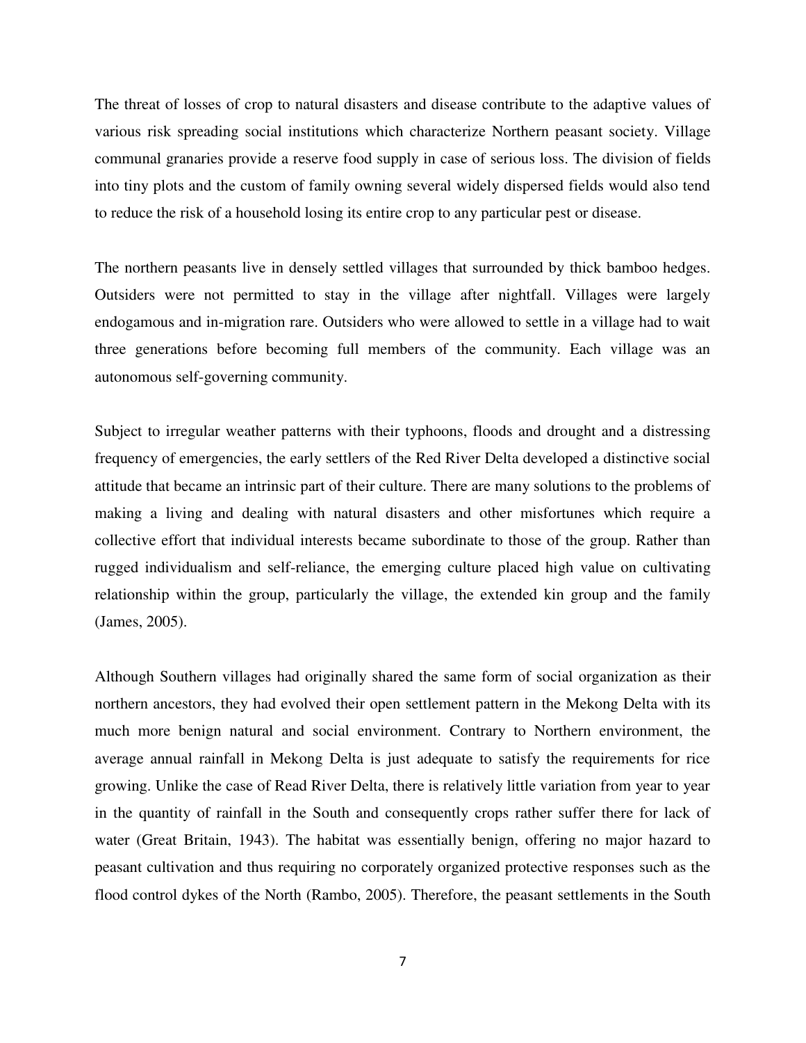The threat of losses of crop to natural disasters and disease contribute to the adaptive values of various risk spreading social institutions which characterize Northern peasant society. Village communal granaries provide a reserve food supply in case of serious loss. The division of fields into tiny plots and the custom of family owning several widely dispersed fields would also tend to reduce the risk of a household losing its entire crop to any particular pest or disease.

The northern peasants live in densely settled villages that surrounded by thick bamboo hedges. Outsiders were not permitted to stay in the village after nightfall. Villages were largely endogamous and in-migration rare. Outsiders who were allowed to settle in a village had to wait three generations before becoming full members of the community. Each village was an autonomous self-governing community.

Subject to irregular weather patterns with their typhoons, floods and drought and a distressing frequency of emergencies, the early settlers of the Red River Delta developed a distinctive social attitude that became an intrinsic part of their culture. There are many solutions to the problems of making a living and dealing with natural disasters and other misfortunes which require a collective effort that individual interests became subordinate to those of the group. Rather than rugged individualism and self-reliance, the emerging culture placed high value on cultivating relationship within the group, particularly the village, the extended kin group and the family (James, 2005).

Although Southern villages had originally shared the same form of social organization as their northern ancestors, they had evolved their open settlement pattern in the Mekong Delta with its much more benign natural and social environment. Contrary to Northern environment, the average annual rainfall in Mekong Delta is just adequate to satisfy the requirements for rice growing. Unlike the case of Read River Delta, there is relatively little variation from year to year in the quantity of rainfall in the South and consequently crops rather suffer there for lack of water (Great Britain, 1943). The habitat was essentially benign, offering no major hazard to peasant cultivation and thus requiring no corporately organized protective responses such as the flood control dykes of the North (Rambo, 2005). Therefore, the peasant settlements in the South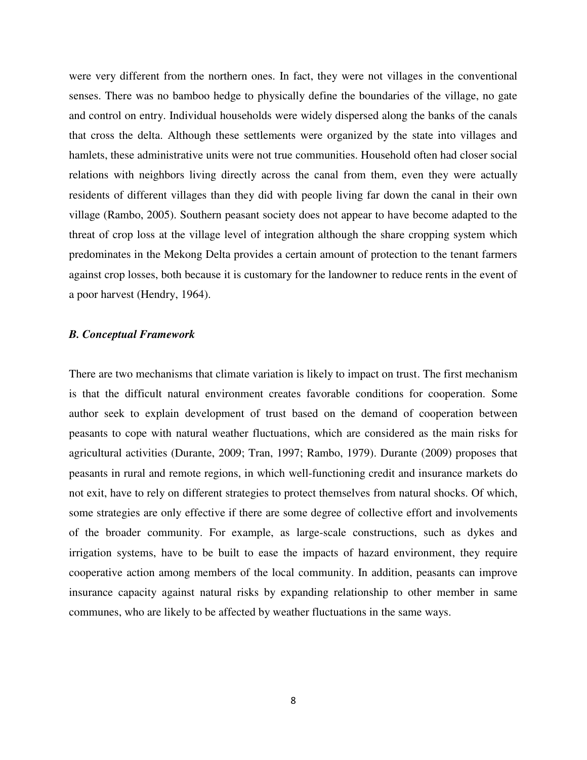were very different from the northern ones. In fact, they were not villages in the conventional senses. There was no bamboo hedge to physically define the boundaries of the village, no gate and control on entry. Individual households were widely dispersed along the banks of the canals that cross the delta. Although these settlements were organized by the state into villages and hamlets, these administrative units were not true communities. Household often had closer social relations with neighbors living directly across the canal from them, even they were actually residents of different villages than they did with people living far down the canal in their own village (Rambo, 2005). Southern peasant society does not appear to have become adapted to the threat of crop loss at the village level of integration although the share cropping system which predominates in the Mekong Delta provides a certain amount of protection to the tenant farmers against crop losses, both because it is customary for the landowner to reduce rents in the event of a poor harvest (Hendry, 1964).

### *B. Conceptual Framework*

There are two mechanisms that climate variation is likely to impact on trust. The first mechanism is that the difficult natural environment creates favorable conditions for cooperation. Some author seek to explain development of trust based on the demand of cooperation between peasants to cope with natural weather fluctuations, which are considered as the main risks for agricultural activities (Durante, 2009; Tran, 1997; Rambo, 1979). Durante (2009) proposes that peasants in rural and remote regions, in which well-functioning credit and insurance markets do not exit, have to rely on different strategies to protect themselves from natural shocks. Of which, some strategies are only effective if there are some degree of collective effort and involvements of the broader community. For example, as large-scale constructions, such as dykes and irrigation systems, have to be built to ease the impacts of hazard environment, they require cooperative action among members of the local community. In addition, peasants can improve insurance capacity against natural risks by expanding relationship to other member in same communes, who are likely to be affected by weather fluctuations in the same ways.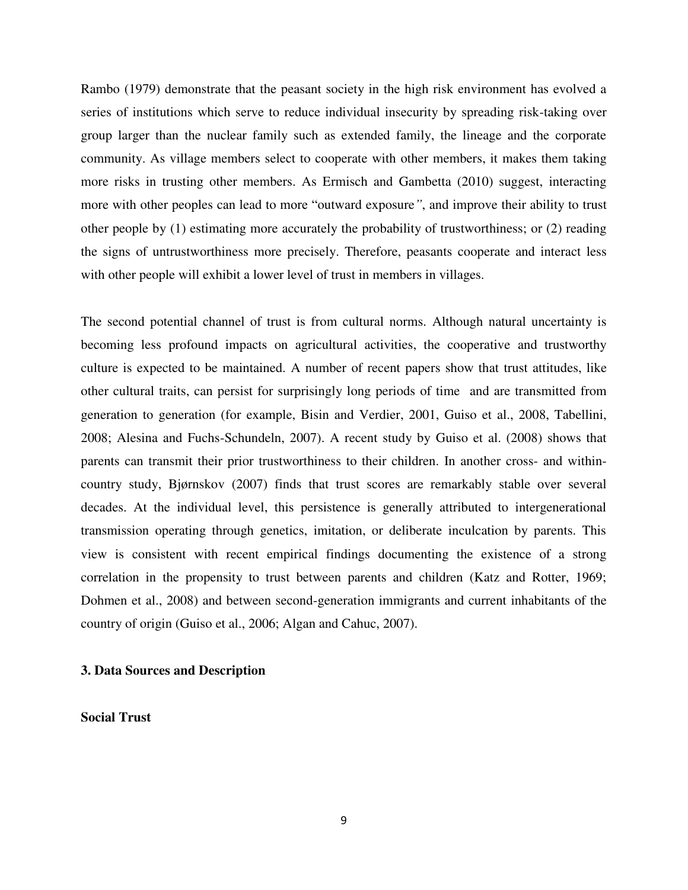Rambo (1979) demonstrate that the peasant society in the high risk environment has evolved a series of institutions which serve to reduce individual insecurity by spreading risk-taking over group larger than the nuclear family such as extended family, the lineage and the corporate community. As village members select to cooperate with other members, it makes them taking more risks in trusting other members. As Ermisch and Gambetta (2010) suggest, interacting more with other peoples can lead to more "outward exposure", and improve their ability to trust other people by (1) estimating more accurately the probability of trustworthiness; or (2) reading the signs of untrustworthiness more precisely. Therefore, peasants cooperate and interact less with other people will exhibit a lower level of trust in members in villages.

The second potential channel of trust is from cultural norms. Although natural uncertainty is becoming less profound impacts on agricultural activities, the cooperative and trustworthy culture is expected to be maintained. A number of recent papers show that trust attitudes, like other cultural traits, can persist for surprisingly long periods of time and are transmitted from generation to generation (for example, Bisin and Verdier, 2001, Guiso et al., 2008, Tabellini, 2008; Alesina and Fuchs-Schundeln, 2007). A recent study by Guiso et al. (2008) shows that parents can transmit their prior trustworthiness to their children. In another cross- and within-country study, Bjørnskov (2007) finds that trust scores are remarkably stable over several decades. At the individual level, this persistence is generally attributed to intergenerational transmission operating through genetics, imitation, or deliberate inculcation by parents. This view is consistent with recent empirical findings documenting the existence of a strong correlation in the propensity to trust between parents and children (Katz and Rotter, 1969; Dohmen et al., 2008) and between second-generation immigrants and current inhabitants of the country of origin (Guiso et al., 2006; Algan and Cahuc, 2007).

## 3. Data Sources and Description

### Social Trust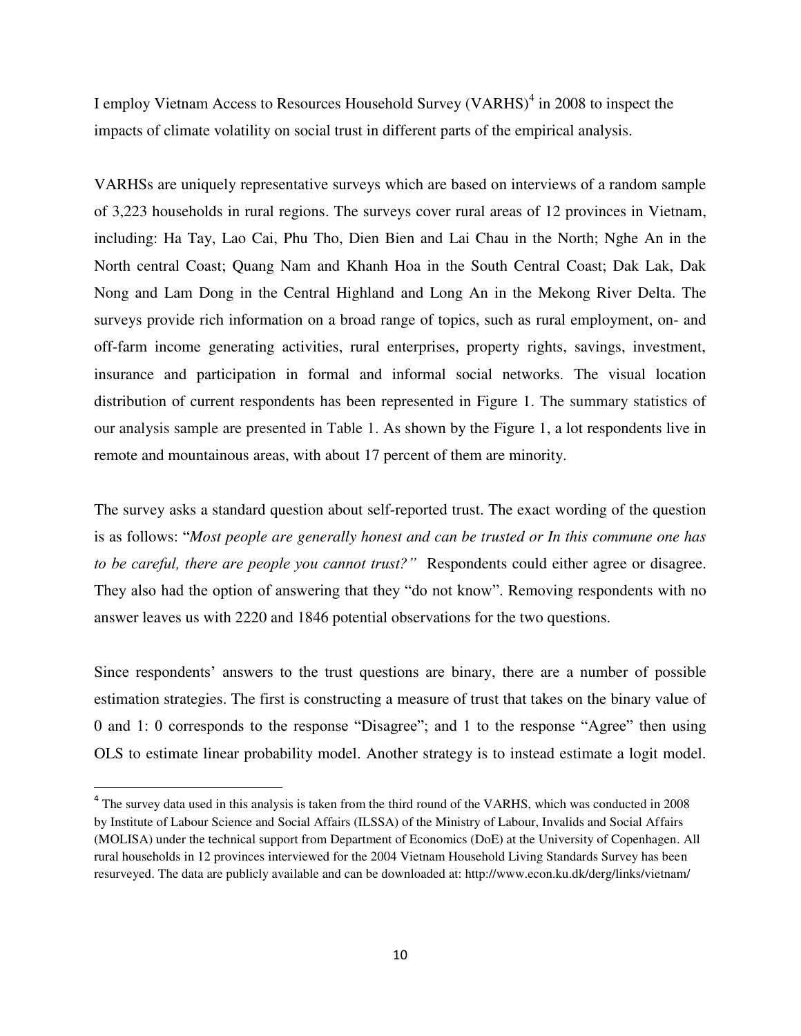I employ Vietnam Access to Resources Household Survey (VARHS)[4] in 2008 to inspect the impacts of climate volatility on social trust in different parts of the empirical analysis.

VARHSs are uniquely representative surveys which are based on interviews of a random sample of 3,223 households in rural regions. The surveys cover rural areas of 12 provinces in Vietnam, including: Ha Tay, Lao Cai, Phu Tho, Dien Bien and Lai Chau in the North; Nghe An in the North central Coast; Quang Nam and Khanh Hoa in the South Central Coast; Dak Lak, Dak Nong and Lam Dong in the Central Highland and Long An in the Mekong River Delta. The surveys provide rich information on a broad range of topics, such as rural employment, on- and off-farm income generating activities, rural enterprises, property rights, savings, investment, insurance and participation in formal and informal social networks. The visual location distribution of current respondents has been represented in Figure 1. The summary statistics of our analysis sample are presented in Table 1. As shown by the Figure 1, a lot respondents live in remote and mountainous areas, with about 17 percent of them are minority.

The survey asks a standard question about self-reported trust. The exact wording of the question is as follows: "*Most people are generally honest and can be trusted or In this commune one has to be careful, there are people you cannot trust?"* Respondents could either agree or disagree. They also had the option of answering that they "do not know". Removing respondents with no answer leaves us with 2220 and 1846 potential observations for the two questions.

Since respondents' answers to the trust questions are binary, there are a number of possible estimation strategies. The first is constructing a measure of trust that takes on the binary value of 0 and 1: 0 corresponds to the response "Disagree"; and 1 to the response "Agree" then using OLS to estimate linear probability model. Another strategy is to instead estimate a logit model.

---

[4] The survey data used in this analysis is taken from the third round of the VARHS, which was conducted in 2008 by Institute of Labour Science and Social Affairs (ILSSA) of the Ministry of Labour, Invalids and Social Affairs (MOLISA) under the technical support from Department of Economics (DoE) at the University of Copenhagen. All rural households in 12 provinces interviewed for the 2004 Vietnam Household Living Standards Survey has been resurveyed. The data are publicly available and can be downloaded at: http://www.econ.ku.dk/derg/links/vietnam/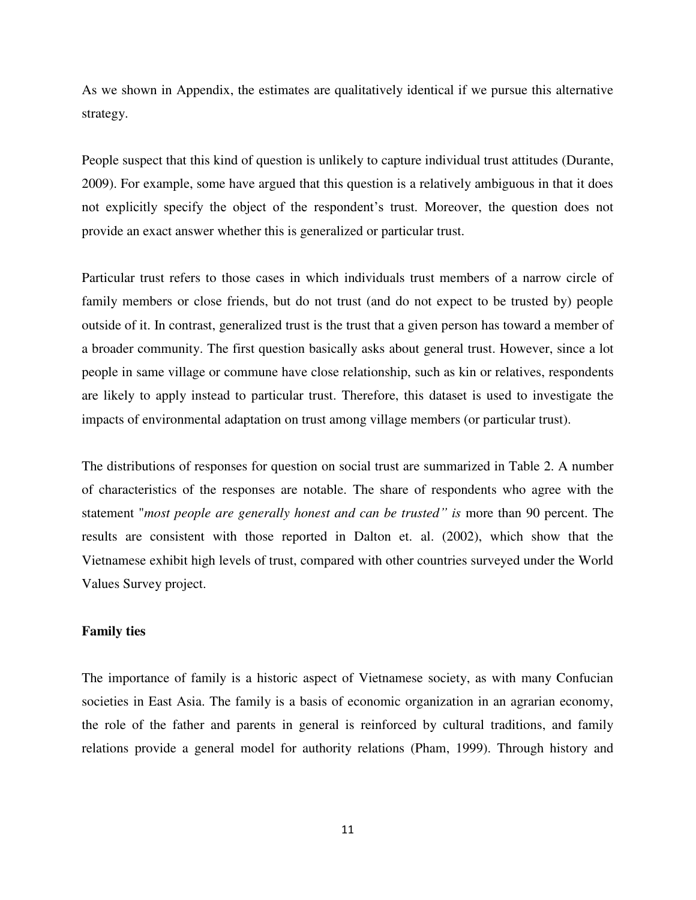As we shown in Appendix, the estimates are qualitatively identical if we pursue this alternative strategy.

People suspect that this kind of question is unlikely to capture individual trust attitudes (Durante, 2009). For example, some have argued that this question is a relatively ambiguous in that it does not explicitly specify the object of the respondent's trust. Moreover, the question does not provide an exact answer whether this is generalized or particular trust.

Particular trust refers to those cases in which individuals trust members of a narrow circle of family members or close friends, but do not trust (and do not expect to be trusted by) people outside of it. In contrast, generalized trust is the trust that a given person has toward a member of a broader community. The first question basically asks about general trust. However, since a lot people in same village or commune have close relationship, such as kin or relatives, respondents are likely to apply instead to particular trust. Therefore, this dataset is used to investigate the impacts of environmental adaptation on trust among village members (or particular trust).

The distributions of responses for question on social trust are summarized in Table 2. A number of characteristics of the responses are notable. The share of respondents who agree with the statement "*most people are generally honest and can be trusted" is* more than 90 percent. The results are consistent with those reported in Dalton et. al. (2002), which show that the Vietnamese exhibit high levels of trust, compared with other countries surveyed under the World Values Survey project.

**Family ties**

The importance of family is a historic aspect of Vietnamese society, as with many Confucian societies in East Asia. The family is a basis of economic organization in an agrarian economy, the role of the father and parents in general is reinforced by cultural traditions, and family relations provide a general model for authority relations (Pham, 1999). Through history and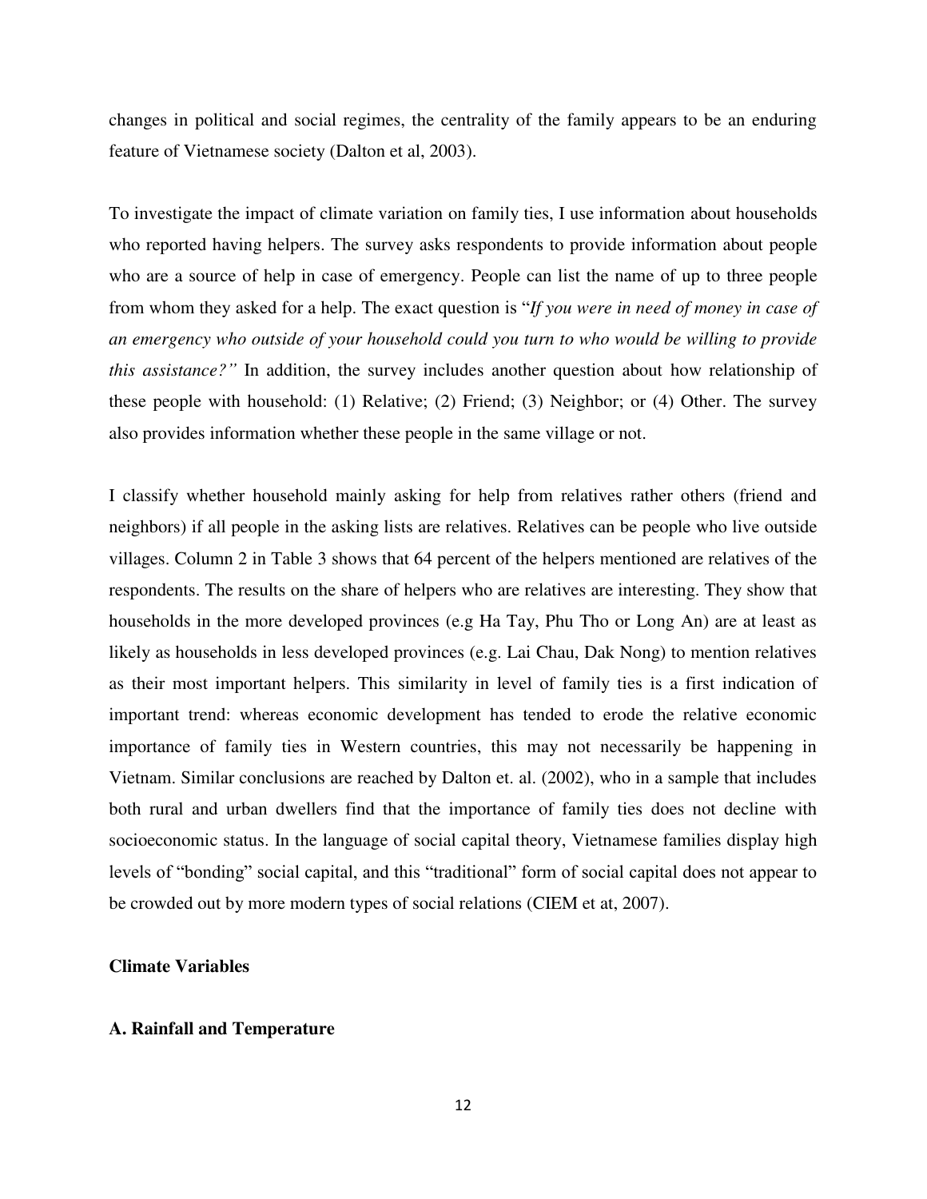changes in political and social regimes, the centrality of the family appears to be an enduring feature of Vietnamese society (Dalton et al, 2003).

To investigate the impact of climate variation on family ties, I use information about households who reported having helpers. The survey asks respondents to provide information about people who are a source of help in case of emergency. People can list the name of up to three people from whom they asked for a help. The exact question is "*If you were in need of money in case of an emergency who outside of your household could you turn to who would be willing to provide this assistance?"* In addition, the survey includes another question about how relationship of these people with household: (1) Relative; (2) Friend; (3) Neighbor; or (4) Other. The survey also provides information whether these people in the same village or not.

I classify whether household mainly asking for help from relatives rather others (friend and neighbors) if all people in the asking lists are relatives. Relatives can be people who live outside villages. Column 2 in Table 3 shows that 64 percent of the helpers mentioned are relatives of the respondents. The results on the share of helpers who are relatives are interesting. They show that households in the more developed provinces (e.g Ha Tay, Phu Tho or Long An) are at least as likely as households in less developed provinces (e.g. Lai Chau, Dak Nong) to mention relatives as their most important helpers. This similarity in level of family ties is a first indication of important trend: whereas economic development has tended to erode the relative economic importance of family ties in Western countries, this may not necessarily be happening in Vietnam. Similar conclusions are reached by Dalton et. al. (2002), who in a sample that includes both rural and urban dwellers find that the importance of family ties does not decline with socioeconomic status. In the language of social capital theory, Vietnamese families display high levels of "bonding" social capital, and this "traditional" form of social capital does not appear to be crowded out by more modern types of social relations (CIEM et at, 2007).

**Climate Variables**

**A. Rainfall and Temperature**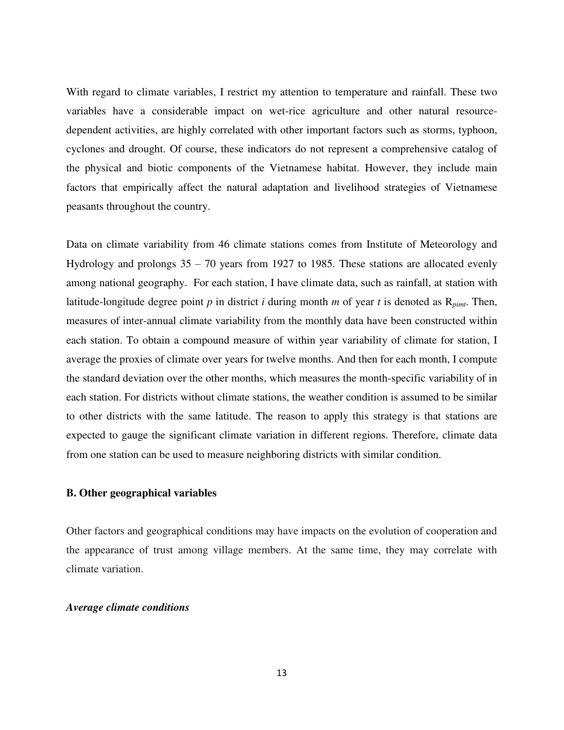With regard to climate variables, I restrict my attention to temperature and rainfall. These two variables have a considerable impact on wet-rice agriculture and other natural resource-dependent activities, are highly correlated with other important factors such as storms, typhoon, cyclones and drought. Of course, these indicators do not represent a comprehensive catalog of the physical and biotic components of the Vietnamese habitat. However, they include main factors that empirically affect the natural adaptation and livelihood strategies of Vietnamese peasants throughout the country.

Data on climate variability from 46 climate stations comes from Institute of Meteorology and Hydrology and prolongs 35 – 70 years from 1927 to 1985. These stations are allocated evenly among national geography. For each station, I have climate data, such as rainfall, at station with latitude-longitude degree point *p* in district *i* during month *m* of year *t* is denoted as $R_{pimt}$. Then, measures of inter-annual climate variability from the monthly data have been constructed within each station. To obtain a compound measure of within year variability of climate for station, I average the proxies of climate over years for twelve months. And then for each month, I compute the standard deviation over the other months, which measures the month-specific variability of in each station. For districts without climate stations, the weather condition is assumed to be similar to other districts with the same latitude. The reason to apply this strategy is that stations are expected to gauge the significant climate variation in different regions. Therefore, climate data from one station can be used to measure neighboring districts with similar condition.

### B. Other geographical variables

Other factors and geographical conditions may have impacts on the evolution of cooperation and the appearance of trust among village members. At the same time, they may correlate with climate variation.

#### *Average climate conditions*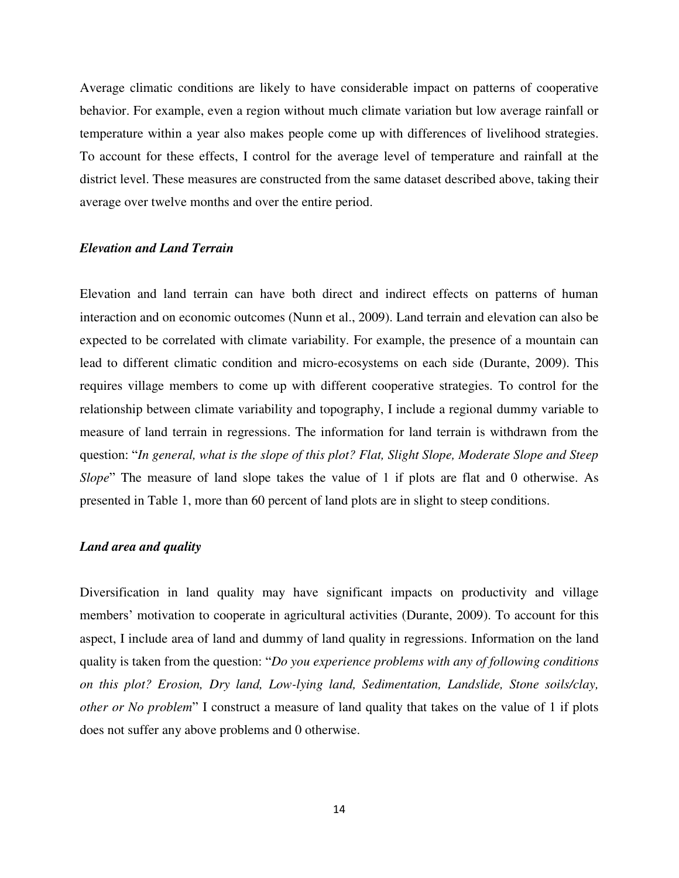Average climatic conditions are likely to have considerable impact on patterns of cooperative behavior. For example, even a region without much climate variation but low average rainfall or temperature within a year also makes people come up with differences of livelihood strategies. To account for these effects, I control for the average level of temperature and rainfall at the district level. These measures are constructed from the same dataset described above, taking their average over twelve months and over the entire period.

### *Elevation and Land Terrain*

Elevation and land terrain can have both direct and indirect effects on patterns of human interaction and on economic outcomes (Nunn et al., 2009). Land terrain and elevation can also be expected to be correlated with climate variability. For example, the presence of a mountain can lead to different climatic condition and micro-ecosystems on each side (Durante, 2009). This requires village members to come up with different cooperative strategies. To control for the relationship between climate variability and topography, I include a regional dummy variable to measure of land terrain in regressions. The information for land terrain is withdrawn from the question: "*In general, what is the slope of this plot? Flat, Slight Slope, Moderate Slope and Steep Slope*" The measure of land slope takes the value of 1 if plots are flat and 0 otherwise. As presented in Table 1, more than 60 percent of land plots are in slight to steep conditions.

### *Land area and quality*

Diversification in land quality may have significant impacts on productivity and village members' motivation to cooperate in agricultural activities (Durante, 2009). To account for this aspect, I include area of land and dummy of land quality in regressions. Information on the land quality is taken from the question: "*Do you experience problems with any of following conditions on this plot? Erosion, Dry land, Low-lying land, Sedimentation, Landslide, Stone soils/clay, other or No problem*" I construct a measure of land quality that takes on the value of 1 if plots does not suffer any above problems and 0 otherwise.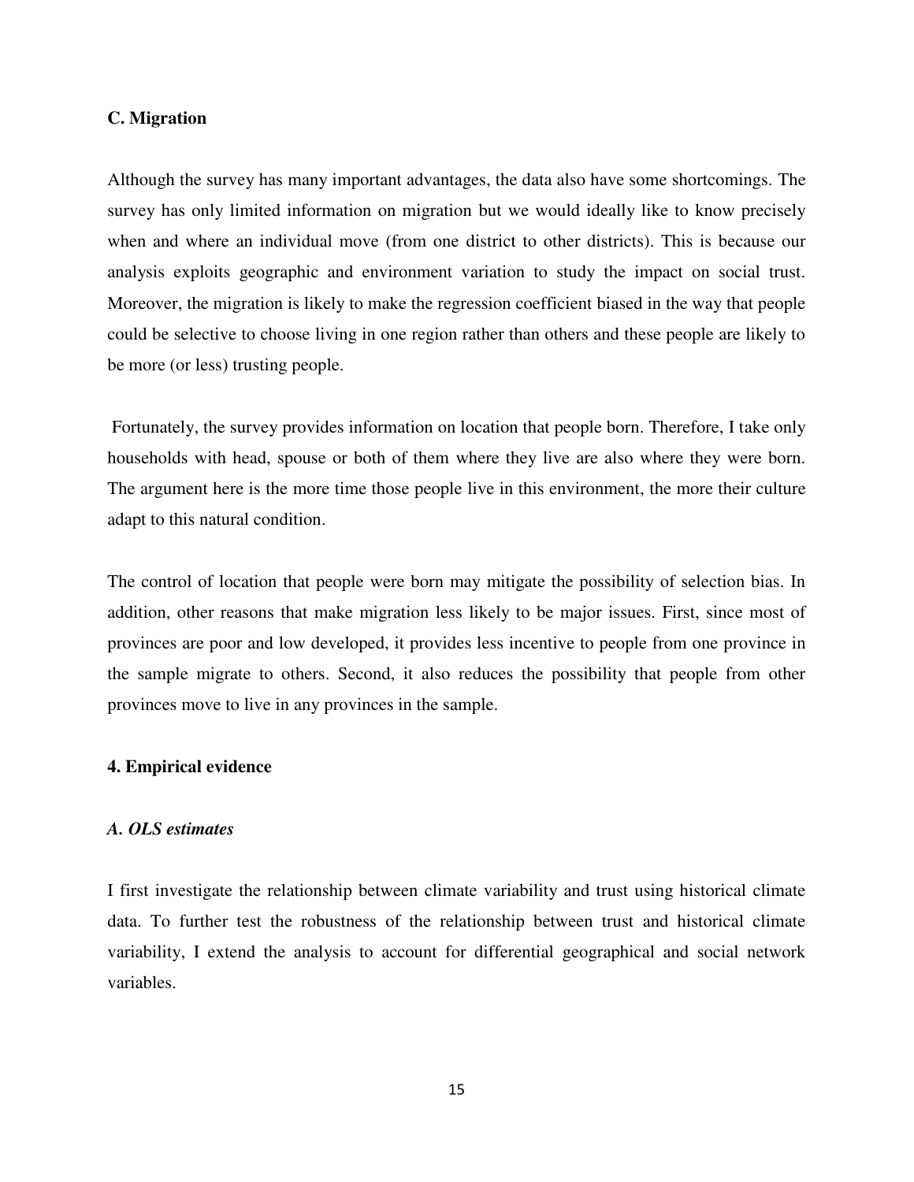### C. Migration

Although the survey has many important advantages, the data also have some shortcomings. The survey has only limited information on migration but we would ideally like to know precisely when and where an individual move (from one district to other districts). This is because our analysis exploits geographic and environment variation to study the impact on social trust. Moreover, the migration is likely to make the regression coefficient biased in the way that people could be selective to choose living in one region rather than others and these people are likely to be more (or less) trusting people.

Fortunately, the survey provides information on location that people born. Therefore, I take only households with head, spouse or both of them where they live are also where they were born. The argument here is the more time those people live in this environment, the more their culture adapt to this natural condition.

The control of location that people were born may mitigate the possibility of selection bias. In addition, other reasons that make migration less likely to be major issues. First, since most of provinces are poor and low developed, it provides less incentive to people from one province in the sample migrate to others. Second, it also reduces the possibility that people from other provinces move to live in any provinces in the sample.

## 4. Empirical evidence

### *A. OLS estimates*

I first investigate the relationship between climate variability and trust using historical climate data. To further test the robustness of the relationship between trust and historical climate variability, I extend the analysis to account for differential geographical and social network variables.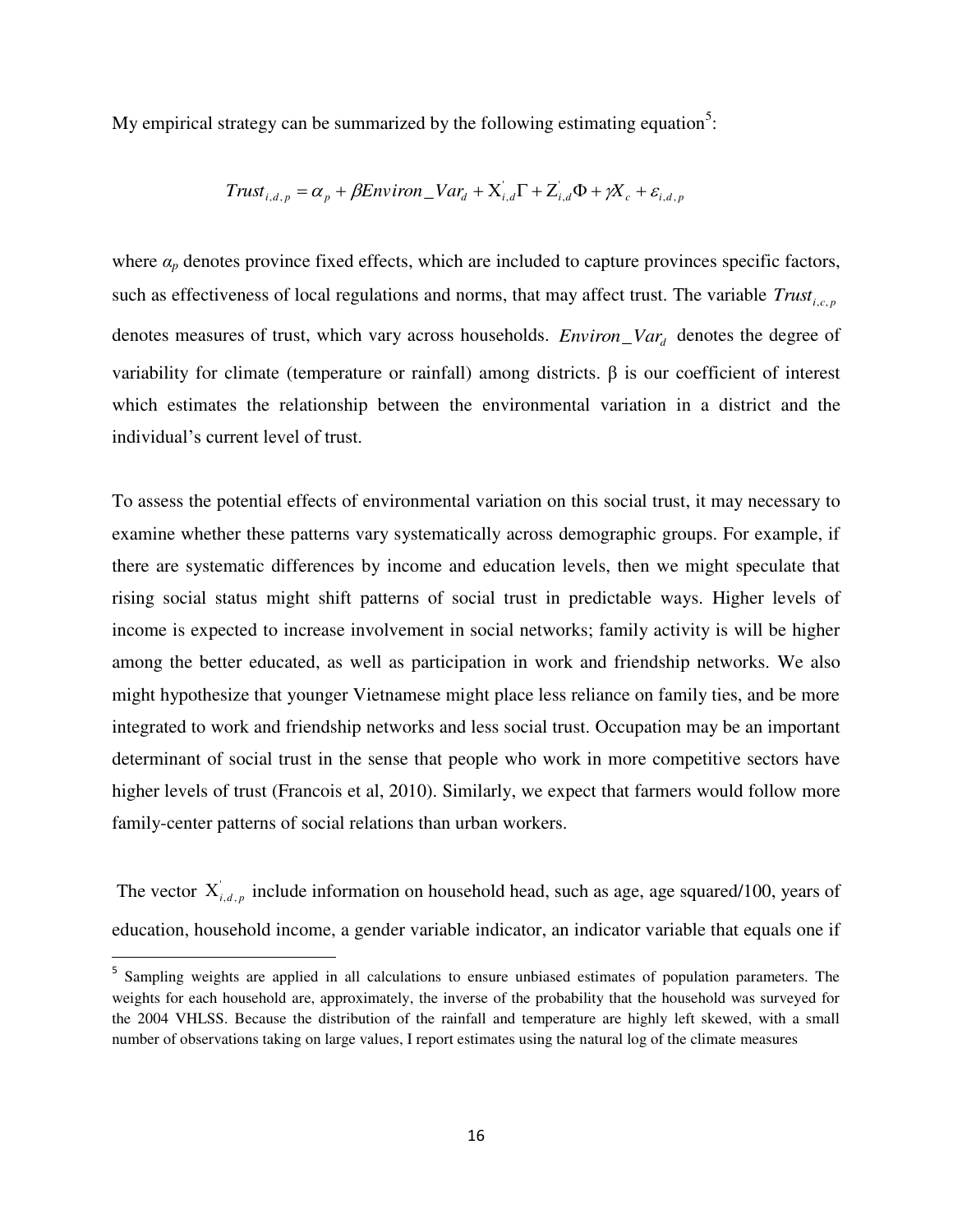My empirical strategy can be summarized by the following estimating equation[5]:

$$Trust_{i,d,p} = \alpha_p + \beta Environ\_Var_d + X_{i,d}^{'}\Gamma + Z_{i,d}^{'}\Phi + \gamma X_c + \varepsilon_{i,d,p}$$

where $\alpha_p$ denotes province fixed effects, which are included to capture provinces specific factors, such as effectiveness of local regulations and norms, that may affect trust. The variable $Trust_{i,c,p}$ denotes measures of trust, which vary across households. $Environ\_Var_d$ denotes the degree of variability for climate (temperature or rainfall) among districts. $\beta$ is our coefficient of interest which estimates the relationship between the environmental variation in a district and the individual's current level of trust.

To assess the potential effects of environmental variation on this social trust, it may necessary to examine whether these patterns vary systematically across demographic groups. For example, if there are systematic differences by income and education levels, then we might speculate that rising social status might shift patterns of social trust in predictable ways. Higher levels of income is expected to increase involvement in social networks; family activity is will be higher among the better educated, as well as participation in work and friendship networks. We also might hypothesize that younger Vietnamese might place less reliance on family ties, and be more integrated to work and friendship networks and less social trust. Occupation may be an important determinant of social trust in the sense that people who work in more competitive sectors have higher levels of trust (Francois et al, 2010). Similarly, we expect that farmers would follow more family-center patterns of social relations than urban workers.

The vector $X_{i,d,p}^{'}$ include information on household head, such as age, age squared/100, years of education, household income, a gender variable indicator, an indicator variable that equals one if

[5] Sampling weights are applied in all calculations to ensure unbiased estimates of population parameters. The weights for each household are, approximately, the inverse of the probability that the household was surveyed for the 2004 VHLSS. Because the distribution of the rainfall and temperature are highly left skewed, with a small number of observations taking on large values, I report estimates using the natural log of the climate measures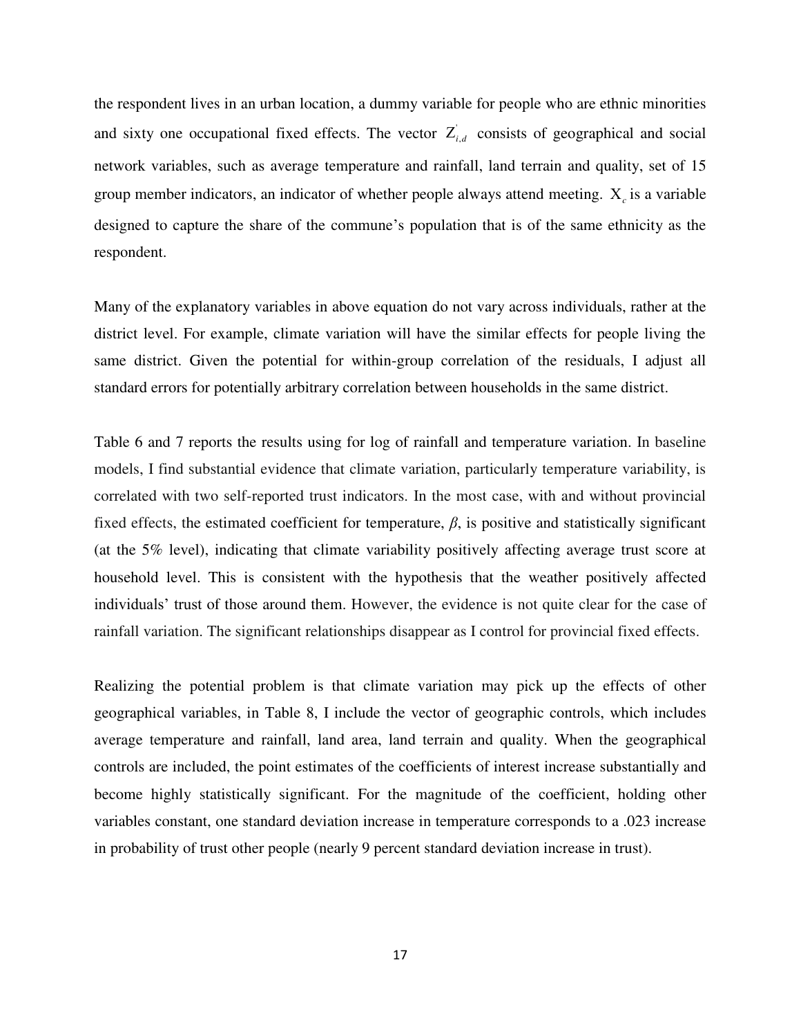the respondent lives in an urban location, a dummy variable for people who are ethnic minorities and sixty one occupational fixed effects. The vector $Z^{'}_{i,d}$ consists of geographical and social network variables, such as average temperature and rainfall, land terrain and quality, set of 15 group member indicators, an indicator of whether people always attend meeting. $X_c$ is a variable designed to capture the share of the commune's population that is of the same ethnicity as the respondent.

Many of the explanatory variables in above equation do not vary across individuals, rather at the district level. For example, climate variation will have the similar effects for people living the same district. Given the potential for within-group correlation of the residuals, I adjust all standard errors for potentially arbitrary correlation between households in the same district.

Table 6 and 7 reports the results using for log of rainfall and temperature variation. In baseline models, I find substantial evidence that climate variation, particularly temperature variability, is correlated with two self-reported trust indicators. In the most case, with and without provincial fixed effects, the estimated coefficient for temperature, $\beta$, is positive and statistically significant (at the 5% level), indicating that climate variability positively affecting average trust score at household level. This is consistent with the hypothesis that the weather positively affected individuals' trust of those around them. However, the evidence is not quite clear for the case of rainfall variation. The significant relationships disappear as I control for provincial fixed effects.

Realizing the potential problem is that climate variation may pick up the effects of other geographical variables, in Table 8, I include the vector of geographic controls, which includes average temperature and rainfall, land area, land terrain and quality. When the geographical controls are included, the point estimates of the coefficients of interest increase substantially and become highly statistically significant. For the magnitude of the coefficient, holding other variables constant, one standard deviation increase in temperature corresponds to a .023 increase in probability of trust other people (nearly 9 percent standard deviation increase in trust).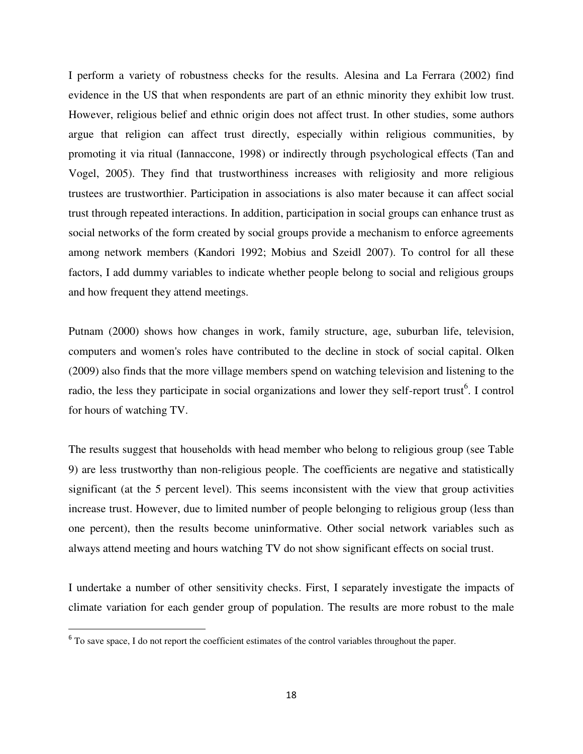I perform a variety of robustness checks for the results. Alesina and La Ferrara (2002) find evidence in the US that when respondents are part of an ethnic minority they exhibit low trust. However, religious belief and ethnic origin does not affect trust. In other studies, some authors argue that religion can affect trust directly, especially within religious communities, by promoting it via ritual (Iannaccone, 1998) or indirectly through psychological effects (Tan and Vogel, 2005). They find that trustworthiness increases with religiosity and more religious trustees are trustworthier. Participation in associations is also mater because it can affect social trust through repeated interactions. In addition, participation in social groups can enhance trust as social networks of the form created by social groups provide a mechanism to enforce agreements among network members (Kandori 1992; Mobius and Szeidl 2007). To control for all these factors, I add dummy variables to indicate whether people belong to social and religious groups and how frequent they attend meetings.

Putnam (2000) shows how changes in work, family structure, age, suburban life, television, computers and women's roles have contributed to the decline in stock of social capital. Olken (2009) also finds that the more village members spend on watching television and listening to the radio, the less they participate in social organizations and lower they self-report trust[6]. I control for hours of watching TV.

The results suggest that households with head member who belong to religious group (see Table 9) are less trustworthy than non-religious people. The coefficients are negative and statistically significant (at the 5 percent level). This seems inconsistent with the view that group activities increase trust. However, due to limited number of people belonging to religious group (less than one percent), then the results become uninformative. Other social network variables such as always attend meeting and hours watching TV do not show significant effects on social trust.

I undertake a number of other sensitivity checks. First, I separately investigate the impacts of climate variation for each gender group of population. The results are more robust to the male

[6] To save space, I do not report the coefficient estimates of the control variables throughout the paper.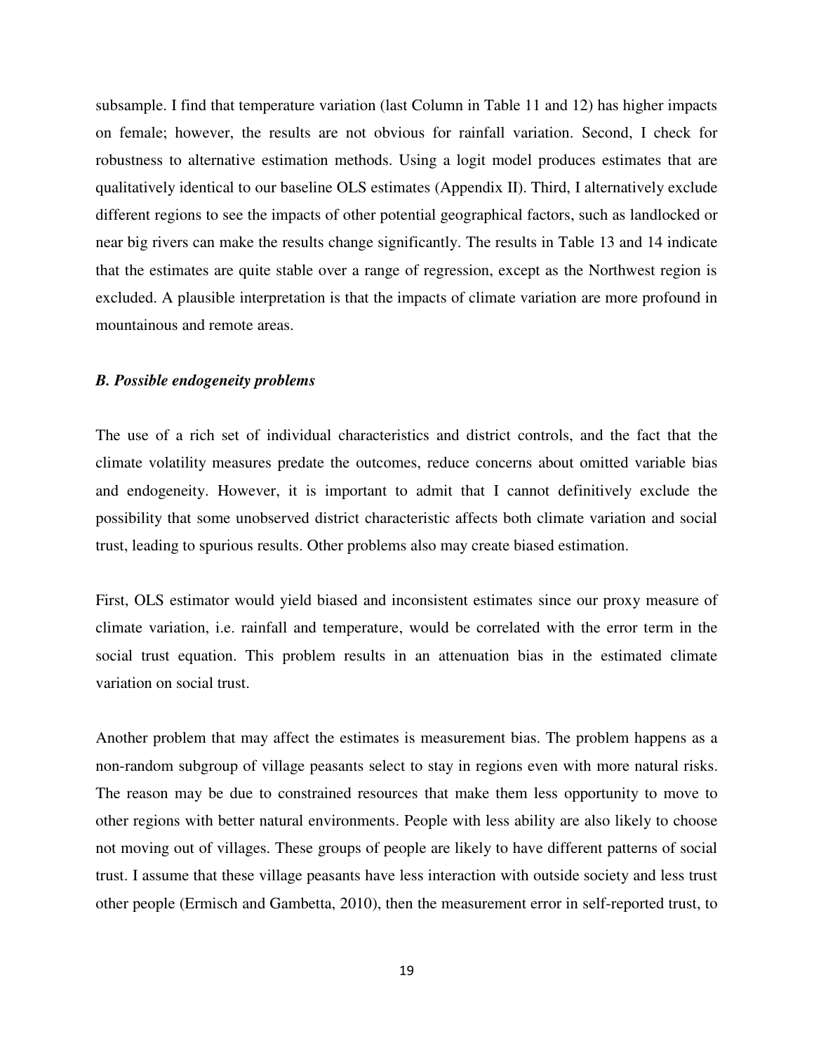subsample. I find that temperature variation (last Column in Table 11 and 12) has higher impacts on female; however, the results are not obvious for rainfall variation. Second, I check for robustness to alternative estimation methods. Using a logit model produces estimates that are qualitatively identical to our baseline OLS estimates (Appendix II). Third, I alternatively exclude different regions to see the impacts of other potential geographical factors, such as landlocked or near big rivers can make the results change significantly. The results in Table 13 and 14 indicate that the estimates are quite stable over a range of regression, except as the Northwest region is excluded. A plausible interpretation is that the impacts of climate variation are more profound in mountainous and remote areas.

### *B. Possible endogeneity problems*

The use of a rich set of individual characteristics and district controls, and the fact that the climate volatility measures predate the outcomes, reduce concerns about omitted variable bias and endogeneity. However, it is important to admit that I cannot definitively exclude the possibility that some unobserved district characteristic affects both climate variation and social trust, leading to spurious results. Other problems also may create biased estimation.

First, OLS estimator would yield biased and inconsistent estimates since our proxy measure of climate variation, i.e. rainfall and temperature, would be correlated with the error term in the social trust equation. This problem results in an attenuation bias in the estimated climate variation on social trust.

Another problem that may affect the estimates is measurement bias. The problem happens as a non-random subgroup of village peasants select to stay in regions even with more natural risks. The reason may be due to constrained resources that make them less opportunity to move to other regions with better natural environments. People with less ability are also likely to choose not moving out of villages. These groups of people are likely to have different patterns of social trust. I assume that these village peasants have less interaction with outside society and less trust other people (Ermisch and Gambetta, 2010), then the measurement error in self-reported trust, to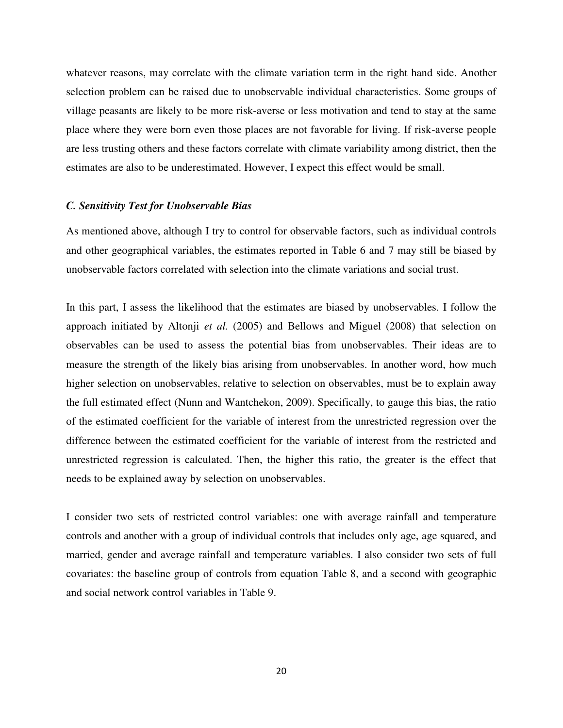whatever reasons, may correlate with the climate variation term in the right hand side. Another selection problem can be raised due to unobservable individual characteristics. Some groups of village peasants are likely to be more risk-averse or less motivation and tend to stay at the same place where they were born even those places are not favorable for living. If risk-averse people are less trusting others and these factors correlate with climate variability among district, then the estimates are also to be underestimated. However, I expect this effect would be small.

### *C. Sensitivity Test for Unobservable Bias*

As mentioned above, although I try to control for observable factors, such as individual controls and other geographical variables, the estimates reported in Table 6 and 7 may still be biased by unobservable factors correlated with selection into the climate variations and social trust.

In this part, I assess the likelihood that the estimates are biased by unobservables. I follow the approach initiated by Altonji *et al.* (2005) and Bellows and Miguel (2008) that selection on observables can be used to assess the potential bias from unobservables. Their ideas are to measure the strength of the likely bias arising from unobservables. In another word, how much higher selection on unobservables, relative to selection on observables, must be to explain away the full estimated effect (Nunn and Wantchekon, 2009). Specifically, to gauge this bias, the ratio of the estimated coefficient for the variable of interest from the unrestricted regression over the difference between the estimated coefficient for the variable of interest from the restricted and unrestricted regression is calculated. Then, the higher this ratio, the greater is the effect that needs to be explained away by selection on unobservables.

I consider two sets of restricted control variables: one with average rainfall and temperature controls and another with a group of individual controls that includes only age, age squared, and married, gender and average rainfall and temperature variables. I also consider two sets of full covariates: the baseline group of controls from equation Table 8, and a second with geographic and social network control variables in Table 9.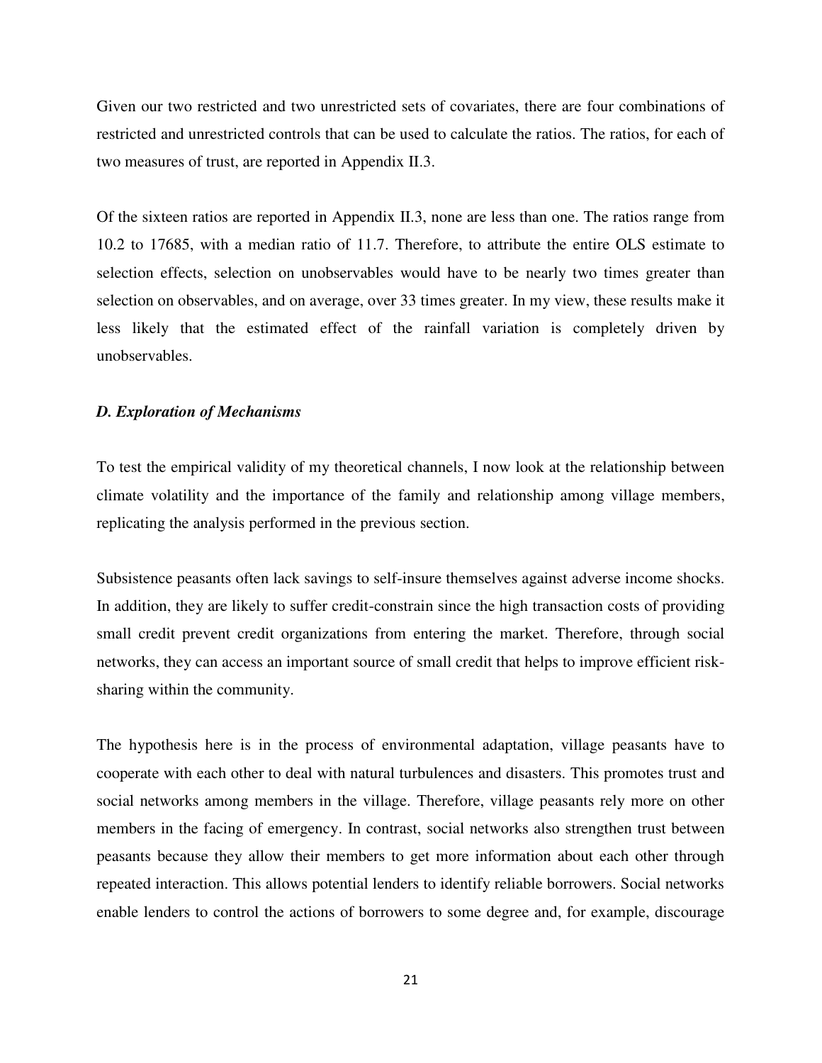Given our two restricted and two unrestricted sets of covariates, there are four combinations of restricted and unrestricted controls that can be used to calculate the ratios. The ratios, for each of two measures of trust, are reported in Appendix II.3.

Of the sixteen ratios are reported in Appendix II.3, none are less than one. The ratios range from 10.2 to 17685, with a median ratio of 11.7. Therefore, to attribute the entire OLS estimate to selection effects, selection on unobservables would have to be nearly two times greater than selection on observables, and on average, over 33 times greater. In my view, these results make it less likely that the estimated effect of the rainfall variation is completely driven by unobservables.

### *D. Exploration of Mechanisms*

To test the empirical validity of my theoretical channels, I now look at the relationship between climate volatility and the importance of the family and relationship among village members, replicating the analysis performed in the previous section.

Subsistence peasants often lack savings to self-insure themselves against adverse income shocks. In addition, they are likely to suffer credit-constrain since the high transaction costs of providing small credit prevent credit organizations from entering the market. Therefore, through social networks, they can access an important source of small credit that helps to improve efficient risk-sharing within the community.

The hypothesis here is in the process of environmental adaptation, village peasants have to cooperate with each other to deal with natural turbulences and disasters. This promotes trust and social networks among members in the village. Therefore, village peasants rely more on other members in the facing of emergency. In contrast, social networks also strengthen trust between peasants because they allow their members to get more information about each other through repeated interaction. This allows potential lenders to identify reliable borrowers. Social networks enable lenders to control the actions of borrowers to some degree and, for example, discourage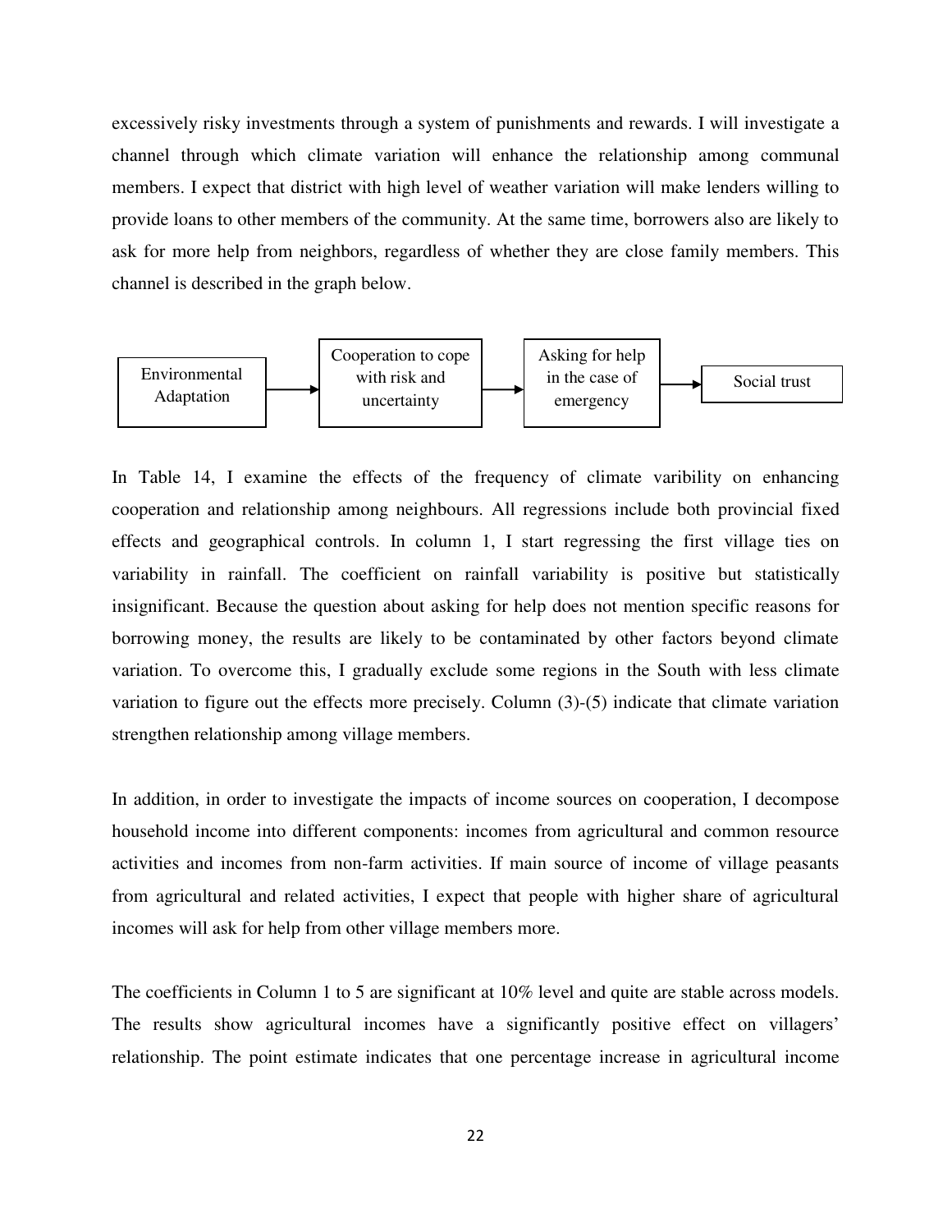excessively risky investments through a system of punishments and rewards. I will investigate a channel through which climate variation will enhance the relationship among communal members. I expect that district with high level of weather variation will make lenders willing to provide loans to other members of the community. At the same time, borrowers also are likely to ask for more help from neighbors, regardless of whether they are close family members. This channel is described in the graph below.

Environmental Adaptation → Cooperation to cope with risk and uncertainty → Asking for help in the case of emergency → Social trust

In Table 14, I examine the effects of the frequency of climate varibility on enhancing cooperation and relationship among neighbours. All regressions include both provincial fixed effects and geographical controls. In column 1, I start regressing the first village ties on variability in rainfall. The coefficient on rainfall variability is positive but statistically insignificant. Because the question about asking for help does not mention specific reasons for borrowing money, the results are likely to be contaminated by other factors beyond climate variation. To overcome this, I gradually exclude some regions in the South with less climate variation to figure out the effects more precisely. Column (3)-(5) indicate that climate variation strengthen relationship among village members.

In addition, in order to investigate the impacts of income sources on cooperation, I decompose household income into different components: incomes from agricultural and common resource activities and incomes from non-farm activities. If main source of income of village peasants from agricultural and related activities, I expect that people with higher share of agricultural incomes will ask for help from other village members more.

The coefficients in Column 1 to 5 are significant at 10% level and quite are stable across models. The results show agricultural incomes have a significantly positive effect on villagers' relationship. The point estimate indicates that one percentage increase in agricultural income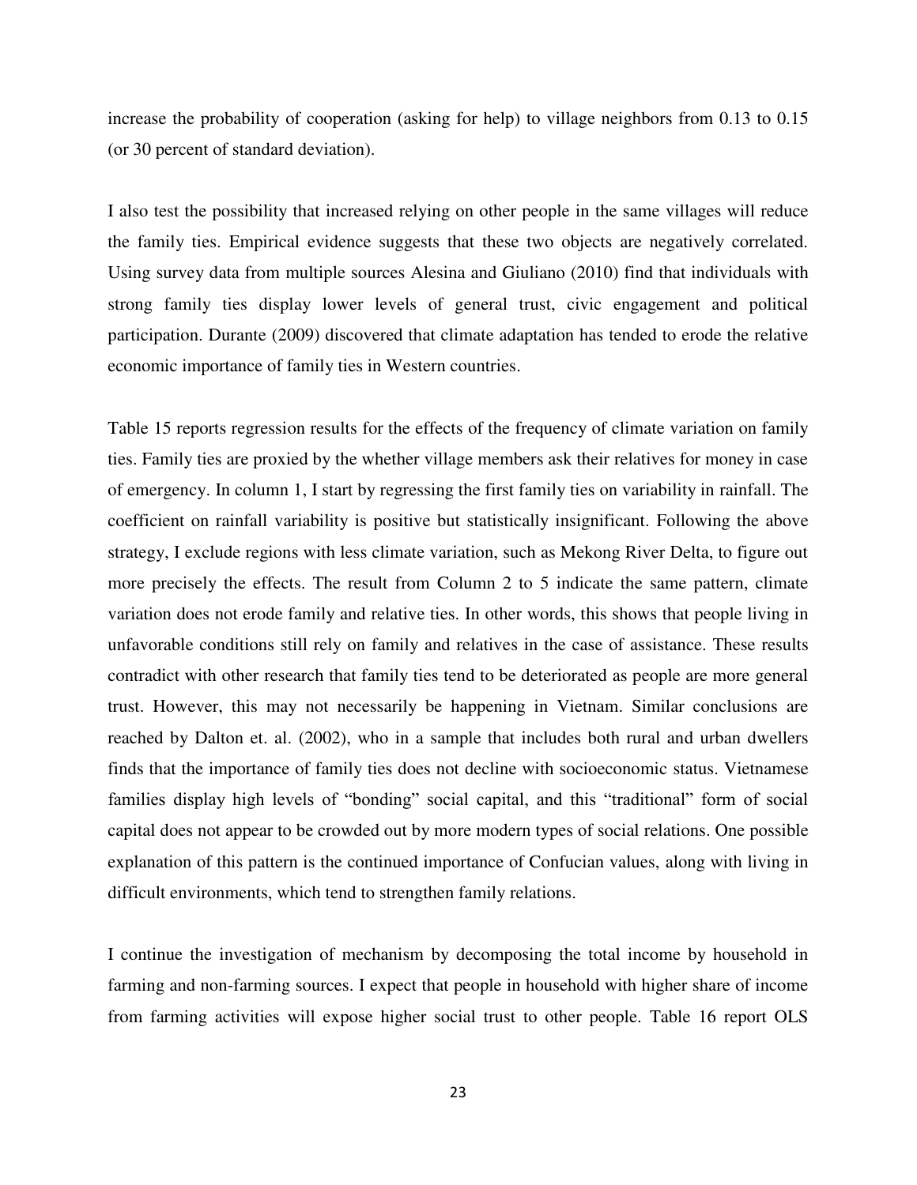increase the probability of cooperation (asking for help) to village neighbors from 0.13 to 0.15 (or 30 percent of standard deviation).

I also test the possibility that increased relying on other people in the same villages will reduce the family ties. Empirical evidence suggests that these two objects are negatively correlated. Using survey data from multiple sources Alesina and Giuliano (2010) find that individuals with strong family ties display lower levels of general trust, civic engagement and political participation. Durante (2009) discovered that climate adaptation has tended to erode the relative economic importance of family ties in Western countries.

Table 15 reports regression results for the effects of the frequency of climate variation on family ties. Family ties are proxied by the whether village members ask their relatives for money in case of emergency. In column 1, I start by regressing the first family ties on variability in rainfall. The coefficient on rainfall variability is positive but statistically insignificant. Following the above strategy, I exclude regions with less climate variation, such as Mekong River Delta, to figure out more precisely the effects. The result from Column 2 to 5 indicate the same pattern, climate variation does not erode family and relative ties. In other words, this shows that people living in unfavorable conditions still rely on family and relatives in the case of assistance. These results contradict with other research that family ties tend to be deteriorated as people are more general trust. However, this may not necessarily be happening in Vietnam. Similar conclusions are reached by Dalton et. al. (2002), who in a sample that includes both rural and urban dwellers finds that the importance of family ties does not decline with socioeconomic status. Vietnamese families display high levels of "bonding" social capital, and this "traditional" form of social capital does not appear to be crowded out by more modern types of social relations. One possible explanation of this pattern is the continued importance of Confucian values, along with living in difficult environments, which tend to strengthen family relations.

I continue the investigation of mechanism by decomposing the total income by household in farming and non-farming sources. I expect that people in household with higher share of income from farming activities will expose higher social trust to other people. Table 16 report OLS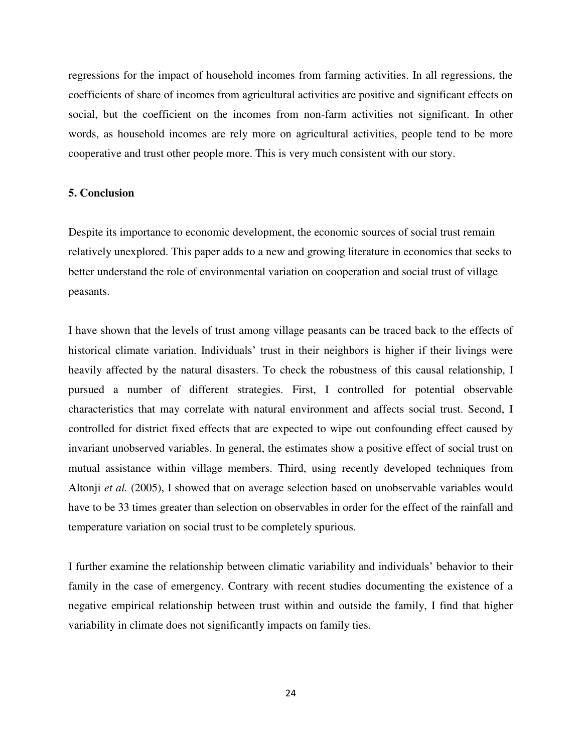regressions for the impact of household incomes from farming activities. In all regressions, the coefficients of share of incomes from agricultural activities are positive and significant effects on social, but the coefficient on the incomes from non-farm activities not significant. In other words, as household incomes are rely more on agricultural activities, people tend to be more cooperative and trust other people more. This is very much consistent with our story.

## 5. Conclusion

Despite its importance to economic development, the economic sources of social trust remain relatively unexplored. This paper adds to a new and growing literature in economics that seeks to better understand the role of environmental variation on cooperation and social trust of village peasants.

I have shown that the levels of trust among village peasants can be traced back to the effects of historical climate variation. Individuals' trust in their neighbors is higher if their livings were heavily affected by the natural disasters. To check the robustness of this causal relationship, I pursued a number of different strategies. First, I controlled for potential observable characteristics that may correlate with natural environment and affects social trust. Second, I controlled for district fixed effects that are expected to wipe out confounding effect caused by invariant unobserved variables. In general, the estimates show a positive effect of social trust on mutual assistance within village members. Third, using recently developed techniques from Altonji *et al.* (2005), I showed that on average selection based on unobservable variables would have to be 33 times greater than selection on observables in order for the effect of the rainfall and temperature variation on social trust to be completely spurious.

I further examine the relationship between climatic variability and individuals' behavior to their family in the case of emergency. Contrary with recent studies documenting the existence of a negative empirical relationship between trust within and outside the family, I find that higher variability in climate does not significantly impacts on family ties.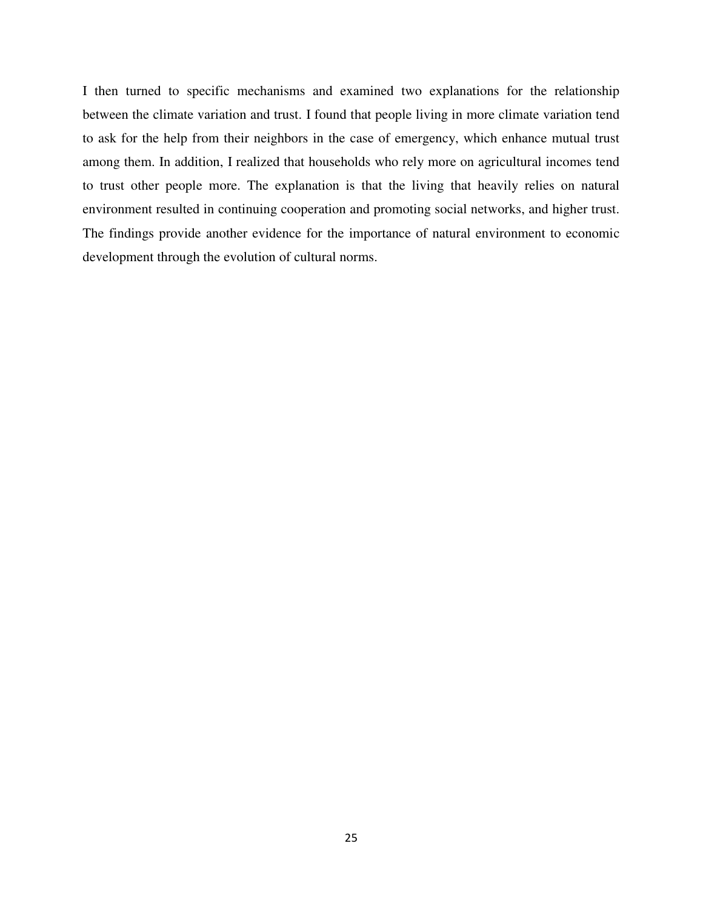I then turned to specific mechanisms and examined two explanations for the relationship between the climate variation and trust. I found that people living in more climate variation tend to ask for the help from their neighbors in the case of emergency, which enhance mutual trust among them. In addition, I realized that households who rely more on agricultural incomes tend to trust other people more. The explanation is that the living that heavily relies on natural environment resulted in continuing cooperation and promoting social networks, and higher trust. The findings provide another evidence for the importance of natural environment to economic development through the evolution of cultural norms.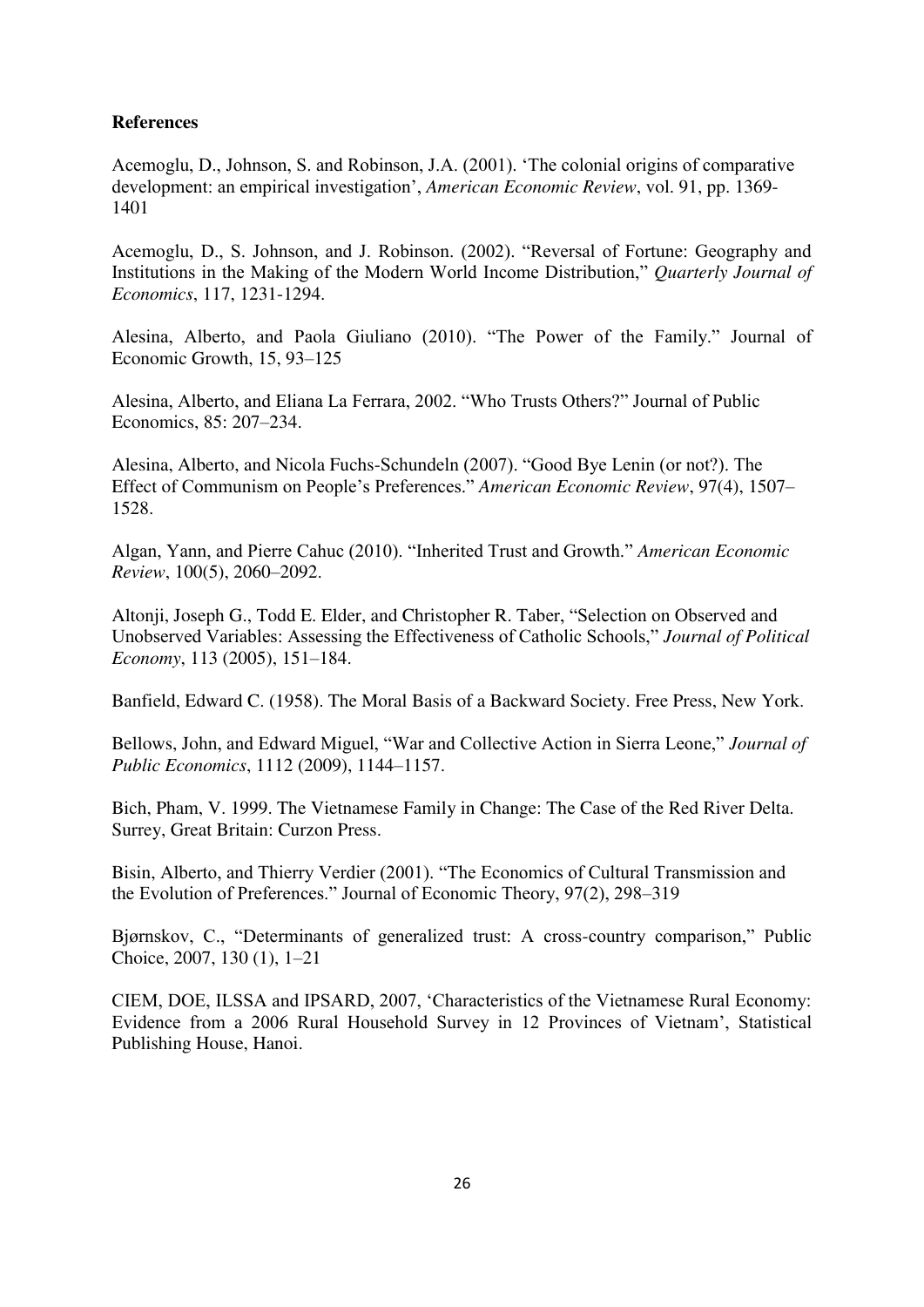**References**

Acemoglu, D., Johnson, S. and Robinson, J.A. (2001). 'The colonial origins of comparative development: an empirical investigation', *American Economic Review*, vol. 91, pp. 1369-1401

Acemoglu, D., S. Johnson, and J. Robinson. (2002). "Reversal of Fortune: Geography and Institutions in the Making of the Modern World Income Distribution," *Quarterly Journal of Economics*, 117, 1231-1294.

Alesina, Alberto, and Paola Giuliano (2010). "The Power of the Family." Journal of Economic Growth, 15, 93–125

Alesina, Alberto, and Eliana La Ferrara, 2002. "Who Trusts Others?" Journal of Public Economics, 85: 207–234.

Alesina, Alberto, and Nicola Fuchs-Schundeln (2007). "Good Bye Lenin (or not?). The Effect of Communism on People's Preferences." *American Economic Review*, 97(4), 1507–1528.

Algan, Yann, and Pierre Cahuc (2010). "Inherited Trust and Growth." *American Economic Review*, 100(5), 2060–2092.

Altonji, Joseph G., Todd E. Elder, and Christopher R. Taber, "Selection on Observed and Unobserved Variables: Assessing the Effectiveness of Catholic Schools," *Journal of Political Economy*, 113 (2005), 151–184.

Banfield, Edward C. (1958). The Moral Basis of a Backward Society. Free Press, New York.

Bellows, John, and Edward Miguel, "War and Collective Action in Sierra Leone," *Journal of Public Economics*, 1112 (2009), 1144–1157.

Bich, Pham, V. 1999. The Vietnamese Family in Change: The Case of the Red River Delta. Surrey, Great Britain: Curzon Press.

Bisin, Alberto, and Thierry Verdier (2001). "The Economics of Cultural Transmission and the Evolution of Preferences." Journal of Economic Theory, 97(2), 298–319

Bjørnskov, C., "Determinants of generalized trust: A cross-country comparison," Public Choice, 2007, 130 (1), 1–21

CIEM, DOE, ILSSA and IPSARD, 2007, 'Characteristics of the Vietnamese Rural Economy: Evidence from a 2006 Rural Household Survey in 12 Provinces of Vietnam', Statistical Publishing House, Hanoi.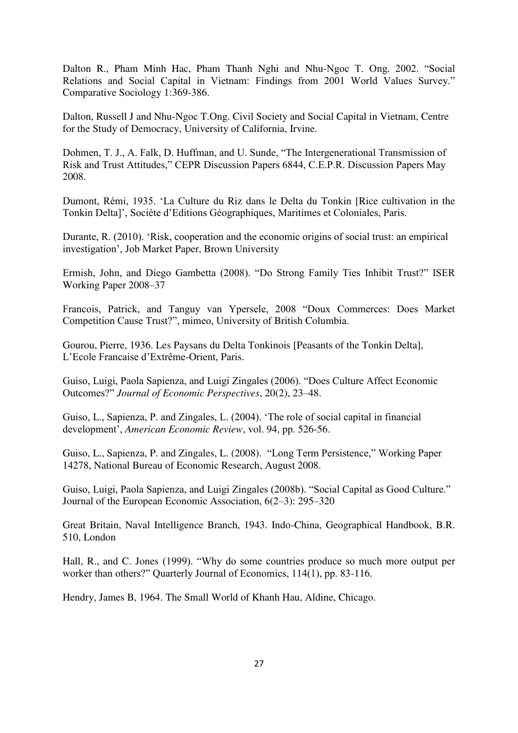Dalton R., Pham Minh Hac, Pham Thanh Nghi and Nhu-Ngoc T. Ong. 2002. "Social Relations and Social Capital in Vietnam: Findings from 2001 World Values Survey." Comparative Sociology 1:369-386.

Dalton, Russell J and Nhu-Ngoc T.Ong. Civil Society and Social Capital in Vietnam, Centre for the Study of Democracy, University of California, Irvine.

Dohmen, T. J., A. Falk, D. Huffman, and U. Sunde, "The Intergenerational Transmission of Risk and Trust Attitudes," CEPR Discussion Papers 6844, C.E.P.R. Discussion Papers May 2008.

Dumont, Rémi, 1935. 'La Culture du Riz dans le Delta du Tonkin [Rice cultivation in the Tonkin Delta]', Sociéte d'Editions Géographiques, Maritimes et Coloniales, Paris.

Durante, R. (2010). 'Risk, cooperation and the economic origins of social trust: an empirical investigation', Job Market Paper, Brown University

Ermish, John, and Diego Gambetta (2008). "Do Strong Family Ties Inhibit Trust?" ISER Working Paper 2008–37

Francois, Patrick, and Tanguy van Ypersele, 2008 "Doux Commerces: Does Market Competition Cause Trust?", mimeo, University of British Columbia.

Gourou, Pierre, 1936. Les Paysans du Delta Tonkinois [Peasants of the Tonkin Delta], L'Ecole Francaise d'Extrême-Orient, Paris.

Guiso, Luigi, Paola Sapienza, and Luigi Zingales (2006). "Does Culture Affect Economic Outcomes?" *Journal of Economic Perspectives*, 20(2), 23–48.

Guiso, L., Sapienza, P. and Zingales, L. (2004). 'The role of social capital in financial development', *American Economic Review*, vol. 94, pp. 526-56.

Guiso, L., Sapienza, P. and Zingales, L. (2008). "Long Term Persistence," Working Paper 14278, National Bureau of Economic Research, August 2008.

Guiso, Luigi, Paola Sapienza, and Luigi Zingales (2008b). "Social Capital as Good Culture." Journal of the European Economic Association, 6(2–3): 295–320

Great Britain, Naval Intelligence Branch, 1943. Indo-China, Geographical Handbook, B.R. 510, London

Hall, R., and C. Jones (1999). "Why do some countries produce so much more output per worker than others?" Quarterly Journal of Economics, 114(1), pp. 83-116.

Hendry, James B, 1964. The Small World of Khanh Hau, Aldine, Chicago.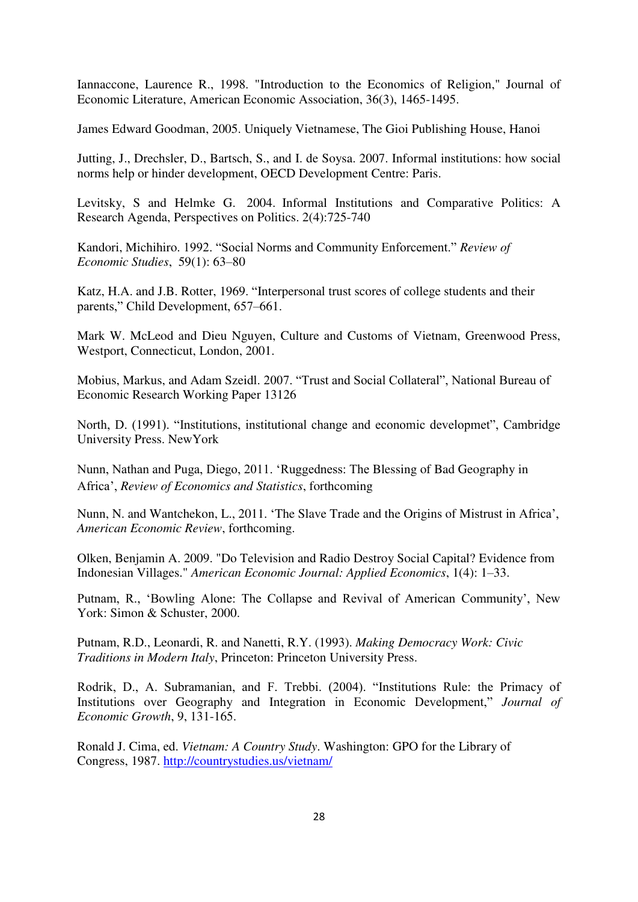Iannaccone, Laurence R., 1998. "Introduction to the Economics of Religion," Journal of Economic Literature, American Economic Association, 36(3), 1465-1495.

James Edward Goodman, 2005. Uniquely Vietnamese, The Gioi Publishing House, Hanoi

Jutting, J., Drechsler, D., Bartsch, S., and I. de Soysa. 2007. Informal institutions: how social norms help or hinder development, OECD Development Centre: Paris.

Levitsky, S and Helmke G. 2004. Informal Institutions and Comparative Politics: A Research Agenda, Perspectives on Politics. 2(4):725-740

Kandori, Michihiro. 1992. "Social Norms and Community Enforcement." *Review of Economic Studies*, 59(1): 63–80

Katz, H.A. and J.B. Rotter, 1969. "Interpersonal trust scores of college students and their parents," Child Development, 657–661.

Mark W. McLeod and Dieu Nguyen, Culture and Customs of Vietnam, Greenwood Press, Westport, Connecticut, London, 2001.

Mobius, Markus, and Adam Szeidl. 2007. "Trust and Social Collateral", National Bureau of Economic Research Working Paper 13126

North, D. (1991). "Institutions, institutional change and economic developmet", Cambridge University Press. NewYork

Nunn, Nathan and Puga, Diego, 2011. 'Ruggedness: The Blessing of Bad Geography in Africa', *Review of Economics and Statistics*, forthcoming

Nunn, N. and Wantchekon, L., 2011. 'The Slave Trade and the Origins of Mistrust in Africa', *American Economic Review*, forthcoming.

Olken, Benjamin A. 2009. "Do Television and Radio Destroy Social Capital? Evidence from Indonesian Villages." *American Economic Journal: Applied Economics*, 1(4): 1–33.

Putnam, R., 'Bowling Alone: The Collapse and Revival of American Community', New York: Simon & Schuster, 2000.

Putnam, R.D., Leonardi, R. and Nanetti, R.Y. (1993). *Making Democracy Work: Civic Traditions in Modern Italy*, Princeton: Princeton University Press.

Rodrik, D., A. Subramanian, and F. Trebbi. (2004). "Institutions Rule: the Primacy of Institutions over Geography and Integration in Economic Development," *Journal of Economic Growth*, 9, 131-165.

Ronald J. Cima, ed. *Vietnam: A Country Study*. Washington: GPO for the Library of Congress, 1987. http://countrystudies.us/vietnam/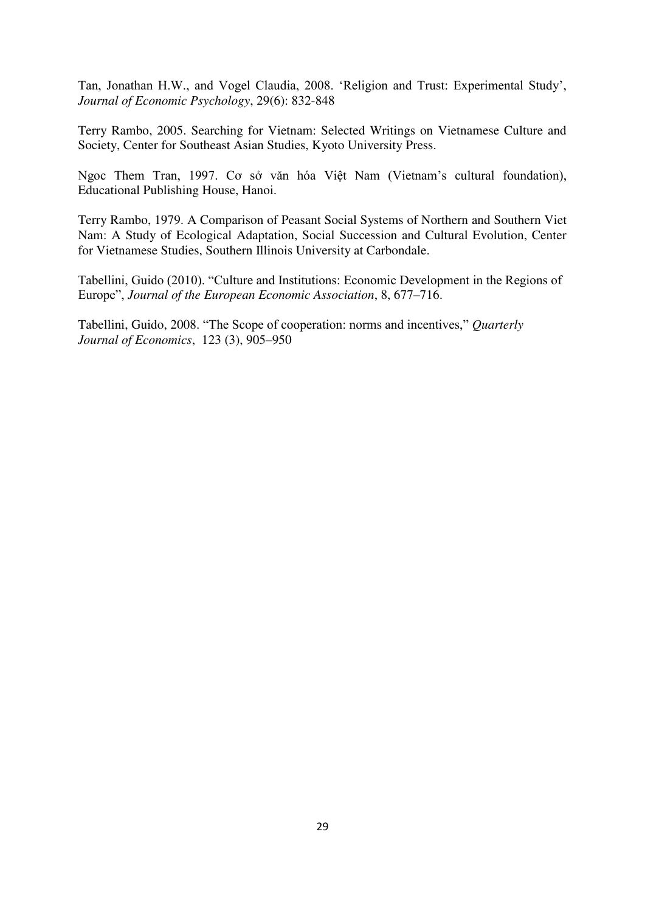Tan, Jonathan H.W., and Vogel Claudia, 2008. 'Religion and Trust: Experimental Study', *Journal of Economic Psychology*, 29(6): 832-848

Terry Rambo, 2005. Searching for Vietnam: Selected Writings on Vietnamese Culture and Society, Center for Southeast Asian Studies, Kyoto University Press.

Ngoc Them Tran, 1997. Cơ sở văn hóa Việt Nam (Vietnam's cultural foundation), Educational Publishing House, Hanoi.

Terry Rambo, 1979. A Comparison of Peasant Social Systems of Northern and Southern Viet Nam: A Study of Ecological Adaptation, Social Succession and Cultural Evolution, Center for Vietnamese Studies, Southern Illinois University at Carbondale.

Tabellini, Guido (2010). "Culture and Institutions: Economic Development in the Regions of Europe", *Journal of the European Economic Association*, 8, 677–716.

Tabellini, Guido, 2008. "The Scope of cooperation: norms and incentives," *Quarterly Journal of Economics*, 123 (3), 905–950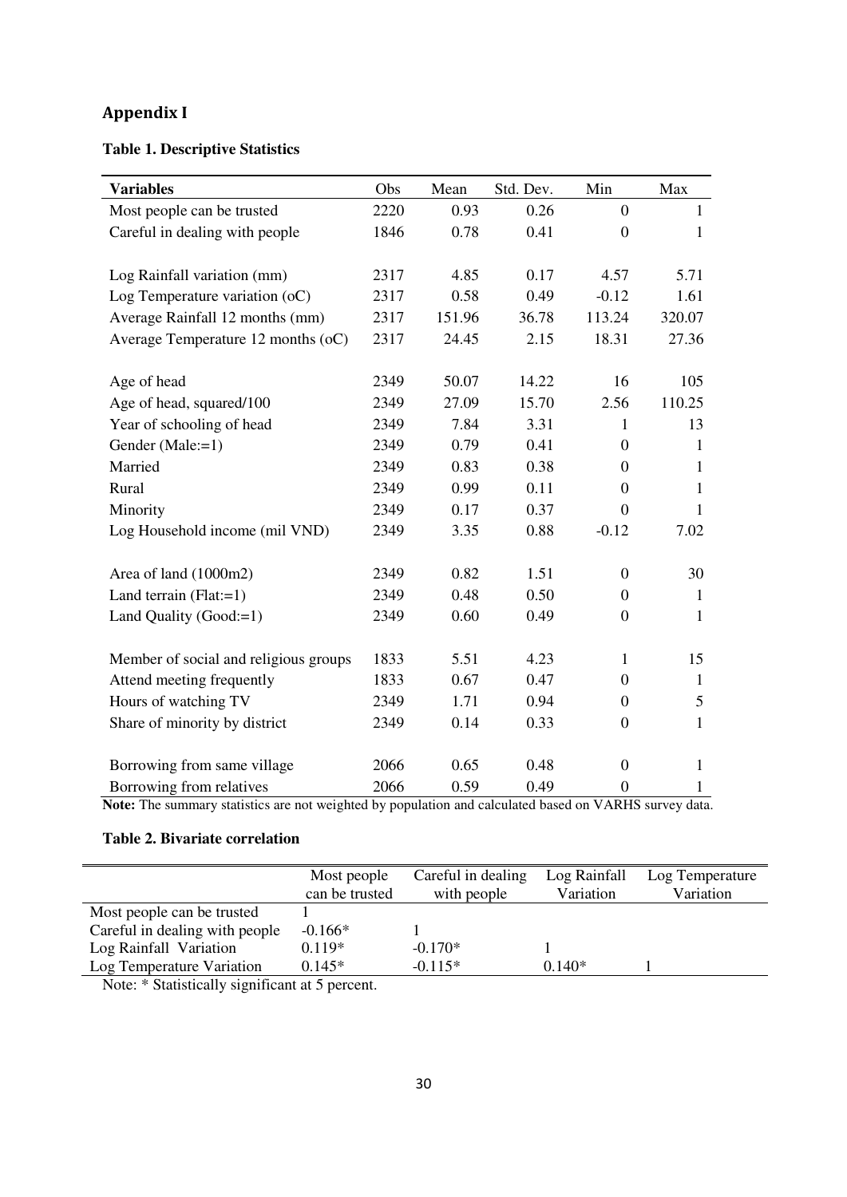# Appendix I

**Table 1. Descriptive Statistics**

| Variables | Obs | Mean | Std. Dev. | Min | Max |
|---|---|---|---|---|---|
| Most people can be trusted | 2220 | 0.93 | 0.26 | 0 | 1 |
| Careful in dealing with people | 1846 | 0.78 | 0.41 | 0 | 1 |
| | | | | | |
| Log Rainfall variation (mm) | 2317 | 4.85 | 0.17 | 4.57 | 5.71 |
| Log Temperature variation (oC) | 2317 | 0.58 | 0.49 | -0.12 | 1.61 |
| Average Rainfall 12 months (mm) | 2317 | 151.96 | 36.78 | 113.24 | 320.07 |
| Average Temperature 12 months (oC) | 2317 | 24.45 | 2.15 | 18.31 | 27.36 |
| | | | | | |
| Age of head | 2349 | 50.07 | 14.22 | 16 | 105 |
| Age of head, squared/100 | 2349 | 27.09 | 15.70 | 2.56 | 110.25 |
| Year of schooling of head | 2349 | 7.84 | 3.31 | 1 | 13 |
| Gender (Male:=1) | 2349 | 0.79 | 0.41 | 0 | 1 |
| Married | 2349 | 0.83 | 0.38 | 0 | 1 |
| Rural | 2349 | 0.99 | 0.11 | 0 | 1 |
| Minority | 2349 | 0.17 | 0.37 | 0 | 1 |
| Log Household income (mil VND) | 2349 | 3.35 | 0.88 | -0.12 | 7.02 |
| | | | | | |
| Area of land (1000m2) | 2349 | 0.82 | 1.51 | 0 | 30 |
| Land terrain (Flat:=1) | 2349 | 0.48 | 0.50 | 0 | 1 |
| Land Quality (Good:=1) | 2349 | 0.60 | 0.49 | 0 | 1 |
| | | | | | |
| Member of social and religious groups | 1833 | 5.51 | 4.23 | 1 | 15 |
| Attend meeting frequently | 1833 | 0.67 | 0.47 | 0 | 1 |
| Hours of watching TV | 2349 | 1.71 | 0.94 | 0 | 5 |
| Share of minority by district | 2349 | 0.14 | 0.33 | 0 | 1 |
| | | | | | |
| Borrowing from same village | 2066 | 0.65 | 0.48 | 0 | 1 |
| Borrowing from relatives | 2066 | 0.59 | 0.49 | 0 | 1 |

**Note:** The summary statistics are not weighted by population and calculated based on VARHS survey data.

**Table 2. Bivariate correlation**

| | Most people can be trusted | Careful in dealing with people | Log Rainfall Variation | Log Temperature Variation |
|---|---|---|---|---|
| Most people can be trusted | 1 | | | |
| Careful in dealing with people | -0.166* | 1 | | |
| Log Rainfall Variation | 0.119* | -0.170* | 1 | |
| Log Temperature Variation | 0.145* | -0.115* | 0.140* | 1 |

Note: * Statistically significant at 5 percent.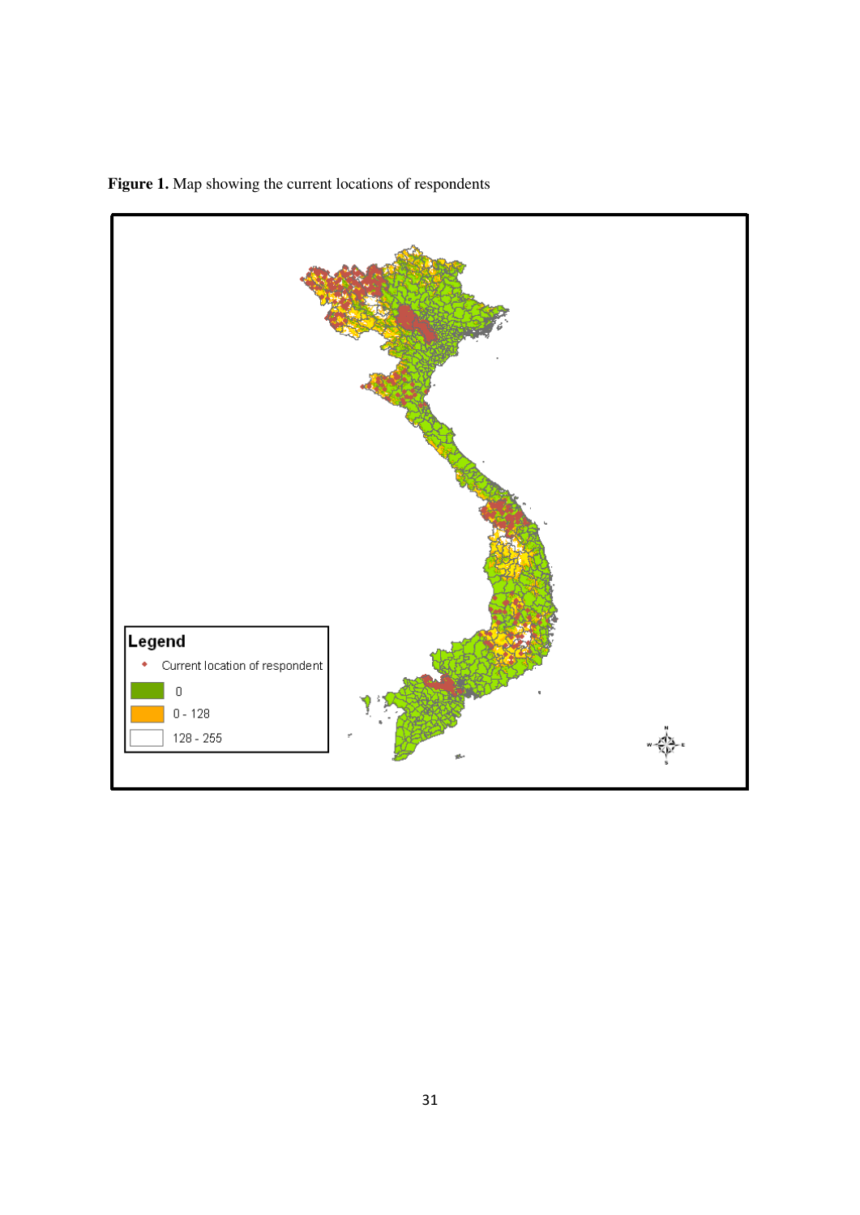**Figure 1.** Map showing the current locations of respondents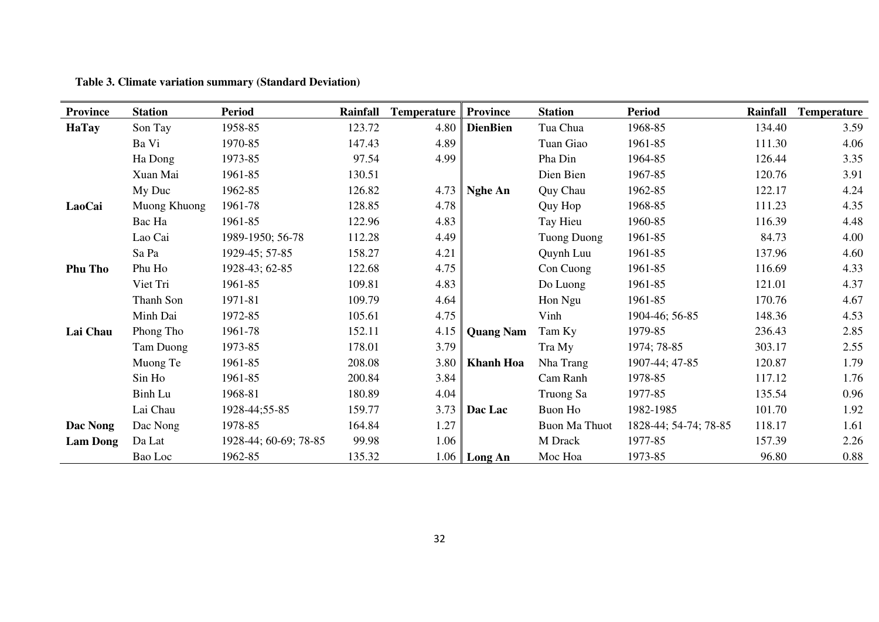**Table 3. Climate variation summary (Standard Deviation)**

| Province | Station | Period | Rainfall | Temperature | Province | Station | Period | Rainfall | Temperature |
|---|---|---|---|---|---|---|---|---|---|
| **HaTay** | Son Tay | 1958-85 | 123.72 | 4.80 | **DienBien** | Tua Chua | 1968-85 | 134.40 | 3.59 |
| | Ba Vi | 1970-85 | 147.43 | 4.89 | | Tuan Giao | 1961-85 | 111.30 | 4.06 |
| | Ha Dong | 1973-85 | 97.54 | 4.99 | | Pha Din | 1964-85 | 126.44 | 3.35 |
| | Xuan Mai | 1961-85 | 130.51 | | | Dien Bien | 1967-85 | 120.76 | 3.91 |
| | My Duc | 1962-85 | 126.82 | 4.73 | **Nghe An** | Quy Chau | 1962-85 | 122.17 | 4.24 |
| **LaoCai** | Muong Khuong | 1961-78 | 128.85 | 4.78 | | Quy Hop | 1968-85 | 111.23 | 4.35 |
| | Bac Ha | 1961-85 | 122.96 | 4.83 | | Tay Hieu | 1960-85 | 116.39 | 4.48 |
| | Lao Cai | 1989-1950; 56-78 | 112.28 | 4.49 | | Tuong Duong | 1961-85 | 84.73 | 4.00 |
| | Sa Pa | 1929-45; 57-85 | 158.27 | 4.21 | | Quynh Luu | 1961-85 | 137.96 | 4.60 |
| **Phu Tho** | Phu Ho | 1928-43; 62-85 | 122.68 | 4.75 | | Con Cuong | 1961-85 | 116.69 | 4.33 |
| | Viet Tri | 1961-85 | 109.81 | 4.83 | | Do Luong | 1961-85 | 121.01 | 4.37 |
| | Thanh Son | 1971-81 | 109.79 | 4.64 | | Hon Ngu | 1961-85 | 170.76 | 4.67 |
| | Minh Dai | 1972-85 | 105.61 | 4.75 | | Vinh | 1904-46; 56-85 | 148.36 | 4.53 |
| **Lai Chau** | Phong Tho | 1961-78 | 152.11 | 4.15 | **Quang Nam** | Tam Ky | 1979-85 | 236.43 | 2.85 |
| | Tam Duong | 1973-85 | 178.01 | 3.79 | | Tra My | 1974; 78-85 | 303.17 | 2.55 |
| | Muong Te | 1961-85 | 208.08 | 3.80 | **Khanh Hoa** | Nha Trang | 1907-44; 47-85 | 120.87 | 1.79 |
| | Sin Ho | 1961-85 | 200.84 | 3.84 | | Cam Ranh | 1978-85 | 117.12 | 1.76 |
| | Binh Lu | 1968-81 | 180.89 | 4.04 | | Truong Sa | 1977-85 | 135.54 | 0.96 |
| | Lai Chau | 1928-44;55-85 | 159.77 | 3.73 | **Dac Lac** | Buon Ho | 1982-1985 | 101.70 | 1.92 |
| **Dac Nong** | Dac Nong | 1978-85 | 164.84 | 1.27 | | Buon Ma Thuot | 1828-44; 54-74; 78-85 | 118.17 | 1.61 |
| **Lam Dong** | Da Lat | 1928-44; 60-69; 78-85 | 99.98 | 1.06 | | M Drack | 1977-85 | 157.39 | 2.26 |
| | Bao Loc | 1962-85 | 135.32 | 1.06 | **Long An** | Moc Hoa | 1973-85 | 96.80 | 0.88 |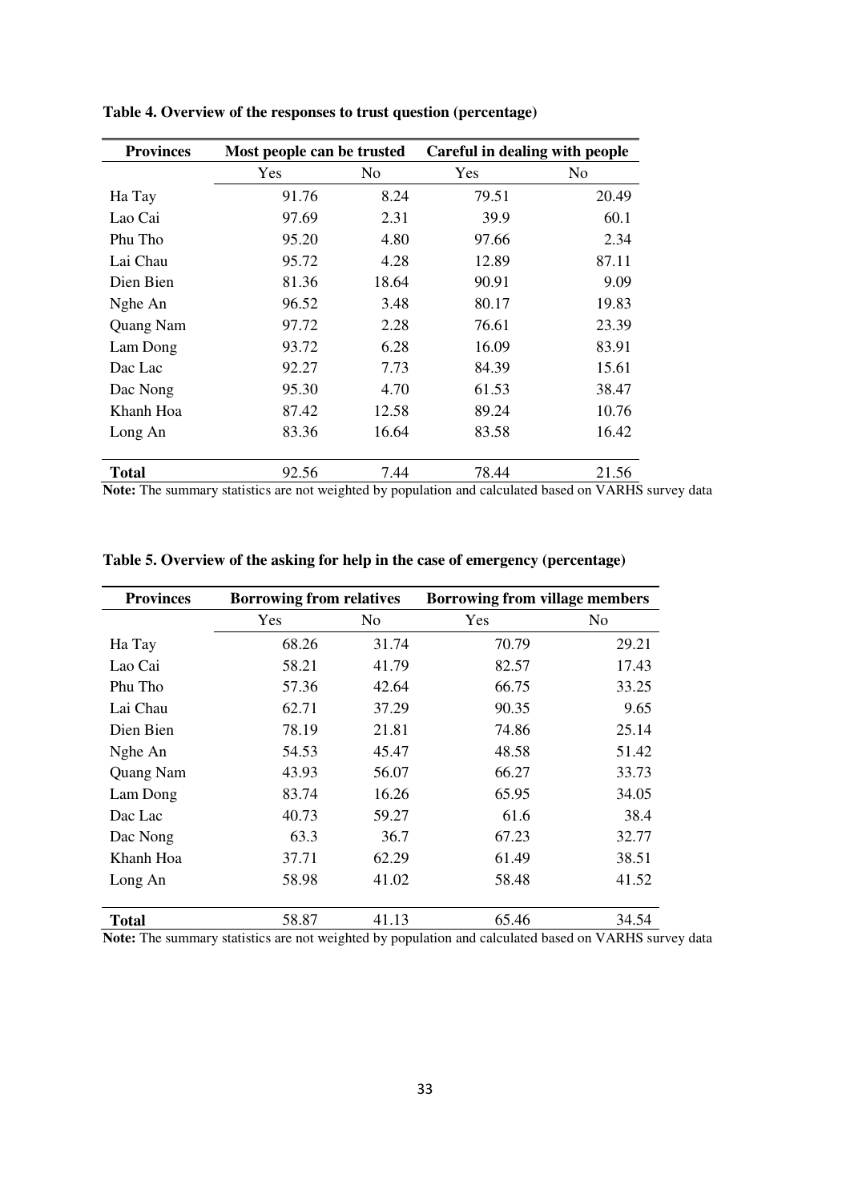**Table 4. Overview of the responses to trust question (percentage)**

| Provinces | Most people can be trusted | | Careful in dealing with people | |
|---|---|---|---|---|
| | Yes | No | Yes | No |
| Ha Tay | 91.76 | 8.24 | 79.51 | 20.49 |
| Lao Cai | 97.69 | 2.31 | 39.9 | 60.1 |
| Phu Tho | 95.20 | 4.80 | 97.66 | 2.34 |
| Lai Chau | 95.72 | 4.28 | 12.89 | 87.11 |
| Dien Bien | 81.36 | 18.64 | 90.91 | 9.09 |
| Nghe An | 96.52 | 3.48 | 80.17 | 19.83 |
| Quang Nam | 97.72 | 2.28 | 76.61 | 23.39 |
| Lam Dong | 93.72 | 6.28 | 16.09 | 83.91 |
| Dac Lac | 92.27 | 7.73 | 84.39 | 15.61 |
| Dac Nong | 95.30 | 4.70 | 61.53 | 38.47 |
| Khanh Hoa | 87.42 | 12.58 | 89.24 | 10.76 |
| Long An | 83.36 | 16.64 | 83.58 | 16.42 |
| **Total** | 92.56 | 7.44 | 78.44 | 21.56 |

**Note:** The summary statistics are not weighted by population and calculated based on VARHS survey data

**Table 5. Overview of the asking for help in the case of emergency (percentage)**

| Provinces | Borrowing from relatives | | Borrowing from village members | |
|---|---|---|---|---|
| | Yes | No | Yes | No |
| Ha Tay | 68.26 | 31.74 | 70.79 | 29.21 |
| Lao Cai | 58.21 | 41.79 | 82.57 | 17.43 |
| Phu Tho | 57.36 | 42.64 | 66.75 | 33.25 |
| Lai Chau | 62.71 | 37.29 | 90.35 | 9.65 |
| Dien Bien | 78.19 | 21.81 | 74.86 | 25.14 |
| Nghe An | 54.53 | 45.47 | 48.58 | 51.42 |
| Quang Nam | 43.93 | 56.07 | 66.27 | 33.73 |
| Lam Dong | 83.74 | 16.26 | 65.95 | 34.05 |
| Dac Lac | 40.73 | 59.27 | 61.6 | 38.4 |
| Dac Nong | 63.3 | 36.7 | 67.23 | 32.77 |
| Khanh Hoa | 37.71 | 62.29 | 61.49 | 38.51 |
| Long An | 58.98 | 41.02 | 58.48 | 41.52 |
| **Total** | 58.87 | 41.13 | 65.46 | 34.54 |

**Note:** The summary statistics are not weighted by population and calculated based on VARHS survey data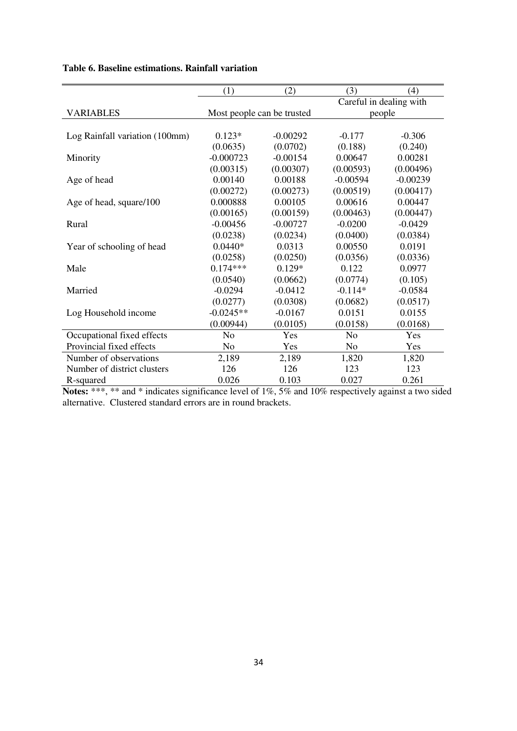**Table 6. Baseline estimations. Rainfall variation**

| | (1) | (2) | (3) | (4) |
|---|---|---|---|---|
| VARIABLES | Most people can be trusted | | Careful in dealing with people | |
| Log Rainfall variation (100mm) | 0.123* | -0.00292 | -0.177 | -0.306 |
| | (0.0635) | (0.0702) | (0.188) | (0.240) |
| Minority | -0.000723 | -0.00154 | 0.00647 | 0.00281 |
| | (0.00315) | (0.00307) | (0.00593) | (0.00496) |
| Age of head | 0.00140 | 0.00188 | -0.00594 | -0.00239 |
| | (0.00272) | (0.00273) | (0.00519) | (0.00417) |
| Age of head, square/100 | 0.000888 | 0.00105 | 0.00616 | 0.00447 |
| | (0.00165) | (0.00159) | (0.00463) | (0.00447) |
| Rural | -0.00456 | -0.00727 | -0.0200 | -0.0429 |
| | (0.0238) | (0.0234) | (0.0400) | (0.0384) |
| Year of schooling of head | 0.0440* | 0.0313 | 0.00550 | 0.0191 |
| | (0.0258) | (0.0250) | (0.0356) | (0.0336) |
| Male | 0.174*** | 0.129* | 0.122 | 0.0977 |
| | (0.0540) | (0.0662) | (0.0774) | (0.105) |
| Married | -0.0294 | -0.0412 | -0.114* | -0.0584 |
| | (0.0277) | (0.0308) | (0.0682) | (0.0517) |
| Log Household income | -0.0245** | -0.0167 | 0.0151 | 0.0155 |
| | (0.00944) | (0.0105) | (0.0158) | (0.0168) |
| Occupational fixed effects | No | Yes | No | Yes |
| Provincial fixed effects | No | Yes | No | Yes |
| Number of observations | 2,189 | 2,189 | 1,820 | 1,820 |
| Number of district clusters | 126 | 126 | 123 | 123 |
| R-squared | 0.026 | 0.103 | 0.027 | 0.261 |

**Notes:** ***, ** and * indicates significance level of 1%, 5% and 10% respectively against a two sided alternative. Clustered standard errors are in round brackets.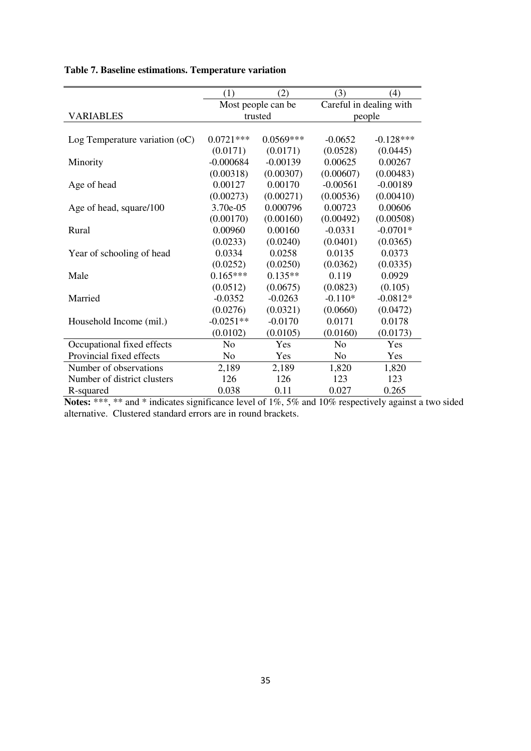**Table 7. Baseline estimations. Temperature variation**

| | (1) | (2) | (3) | (4) |
|---|---|---|---|---|
| | Most people can be trusted | | Careful in dealing with people | |
| VARIABLES | | | | |
| Log Temperature variation (oC) | 0.0721*** | 0.0569*** | -0.0652 | -0.128*** |
| | (0.0171) | (0.0171) | (0.0528) | (0.0445) |
| Minority | -0.000684 | -0.00139 | 0.00625 | 0.00267 |
| | (0.00318) | (0.00307) | (0.00607) | (0.00483) |
| Age of head | 0.00127 | 0.00170 | -0.00561 | -0.00189 |
| | (0.00273) | (0.00271) | (0.00536) | (0.00410) |
| Age of head, square/100 | 3.70e-05 | 0.000796 | 0.00723 | 0.00606 |
| | (0.00170) | (0.00160) | (0.00492) | (0.00508) |
| Rural | 0.00960 | 0.00160 | -0.0331 | -0.0701* |
| | (0.0233) | (0.0240) | (0.0401) | (0.0365) |
| Year of schooling of head | 0.0334 | 0.0258 | 0.0135 | 0.0373 |
| | (0.0252) | (0.0250) | (0.0362) | (0.0335) |
| Male | 0.165*** | 0.135** | 0.119 | 0.0929 |
| | (0.0512) | (0.0675) | (0.0823) | (0.105) |
| Married | -0.0352 | -0.0263 | -0.110* | -0.0812* |
| | (0.0276) | (0.0321) | (0.0660) | (0.0472) |
| Household Income (mil.) | -0.0251** | -0.0170 | 0.0171 | 0.0178 |
| | (0.0102) | (0.0105) | (0.0160) | (0.0173) |
| Occupational fixed effects | No | Yes | No | Yes |
| Provincial fixed effects | No | Yes | No | Yes |
| Number of observations | 2,189 | 2,189 | 1,820 | 1,820 |
| Number of district clusters | 126 | 126 | 123 | 123 |
| R-squared | 0.038 | 0.11 | 0.027 | 0.265 |

**Notes:** ***, ** and * indicates significance level of 1%, 5% and 10% respectively against a two sided alternative. Clustered standard errors are in round brackets.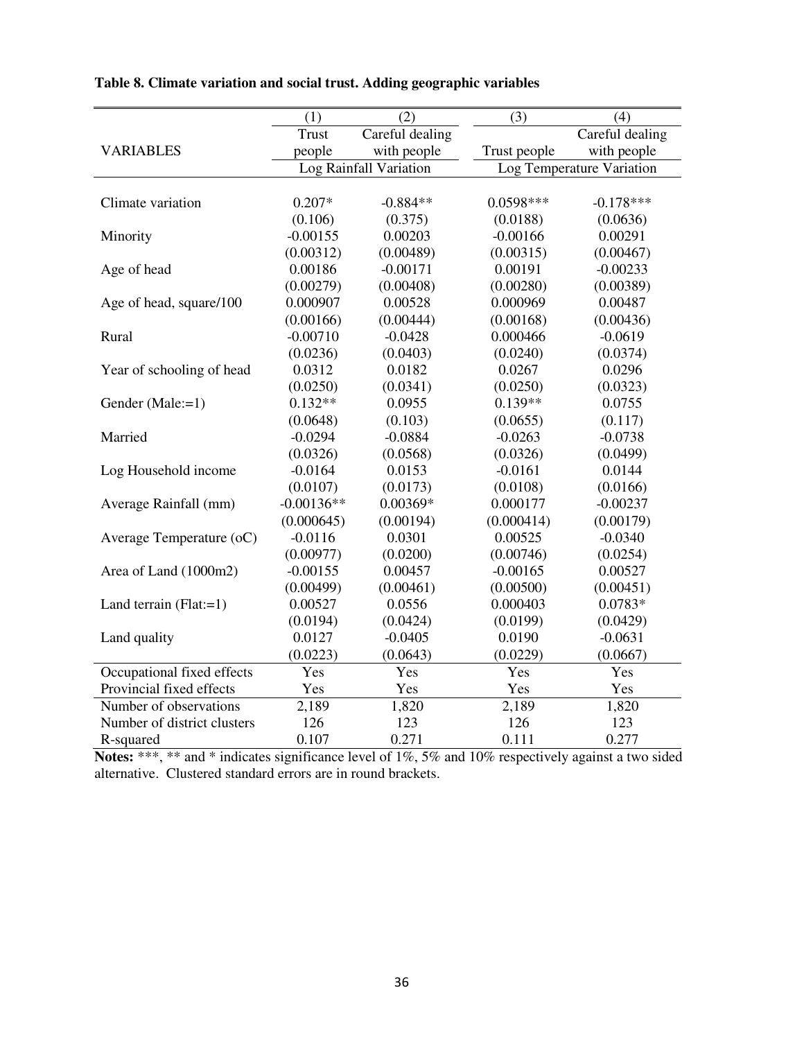**Table 8. Climate variation and social trust. Adding geographic variables**

| | (1) | (2) | (3) | (4) |
|---|---|---|---|---|
| VARIABLES | Trust people | Careful dealing with people | Trust people | Careful dealing with people |
| | Log Rainfall Variation | | Log Temperature Variation | |
| Climate variation | 0.207* | -0.884** | 0.0598*** | -0.178*** |
| | (0.106) | (0.375) | (0.0188) | (0.0636) |
| Minority | -0.00155 | 0.00203 | -0.00166 | 0.00291 |
| | (0.00312) | (0.00489) | (0.00315) | (0.00467) |
| Age of head | 0.00186 | -0.00171 | 0.00191 | -0.00233 |
| | (0.00279) | (0.00408) | (0.00280) | (0.00389) |
| Age of head, square/100 | 0.000907 | 0.00528 | 0.000969 | 0.00487 |
| | (0.00166) | (0.00444) | (0.00168) | (0.00436) |
| Rural | -0.00710 | -0.0428 | 0.000466 | -0.0619 |
| | (0.0236) | (0.0403) | (0.0240) | (0.0374) |
| Year of schooling of head | 0.0312 | 0.0182 | 0.0267 | 0.0296 |
| | (0.0250) | (0.0341) | (0.0250) | (0.0323) |
| Gender (Male:=1) | 0.132** | 0.0955 | 0.139** | 0.0755 |
| | (0.0648) | (0.103) | (0.0655) | (0.117) |
| Married | -0.0294 | -0.0884 | -0.0263 | -0.0738 |
| | (0.0326) | (0.0568) | (0.0326) | (0.0499) |
| Log Household income | -0.0164 | 0.0153 | -0.0161 | 0.0144 |
| | (0.0107) | (0.0173) | (0.0108) | (0.0166) |
| Average Rainfall (mm) | -0.00136** | 0.00369* | 0.000177 | -0.00237 |
| | (0.000645) | (0.00194) | (0.000414) | (0.00179) |
| Average Temperature (oC) | -0.0116 | 0.0301 | 0.00525 | -0.0340 |
| | (0.00977) | (0.0200) | (0.00746) | (0.0254) |
| Area of Land (1000m2) | -0.00155 | 0.00457 | -0.00165 | 0.00527 |
| | (0.00499) | (0.00461) | (0.00500) | (0.00451) |
| Land terrain (Flat:=1) | 0.00527 | 0.0556 | 0.000403 | 0.0783* |
| | (0.0194) | (0.0424) | (0.0199) | (0.0429) |
| Land quality | 0.0127 | -0.0405 | 0.0190 | -0.0631 |
| | (0.0223) | (0.0643) | (0.0229) | (0.0667) |
| Occupational fixed effects | Yes | Yes | Yes | Yes |
| Provincial fixed effects | Yes | Yes | Yes | Yes |
| Number of observations | 2,189 | 1,820 | 2,189 | 1,820 |
| Number of district clusters | 126 | 123 | 126 | 123 |
| R-squared | 0.107 | 0.271 | 0.111 | 0.277 |

**Notes:** ***, ** and * indicates significance level of 1%, 5% and 10% respectively against a two sided alternative. Clustered standard errors are in round brackets.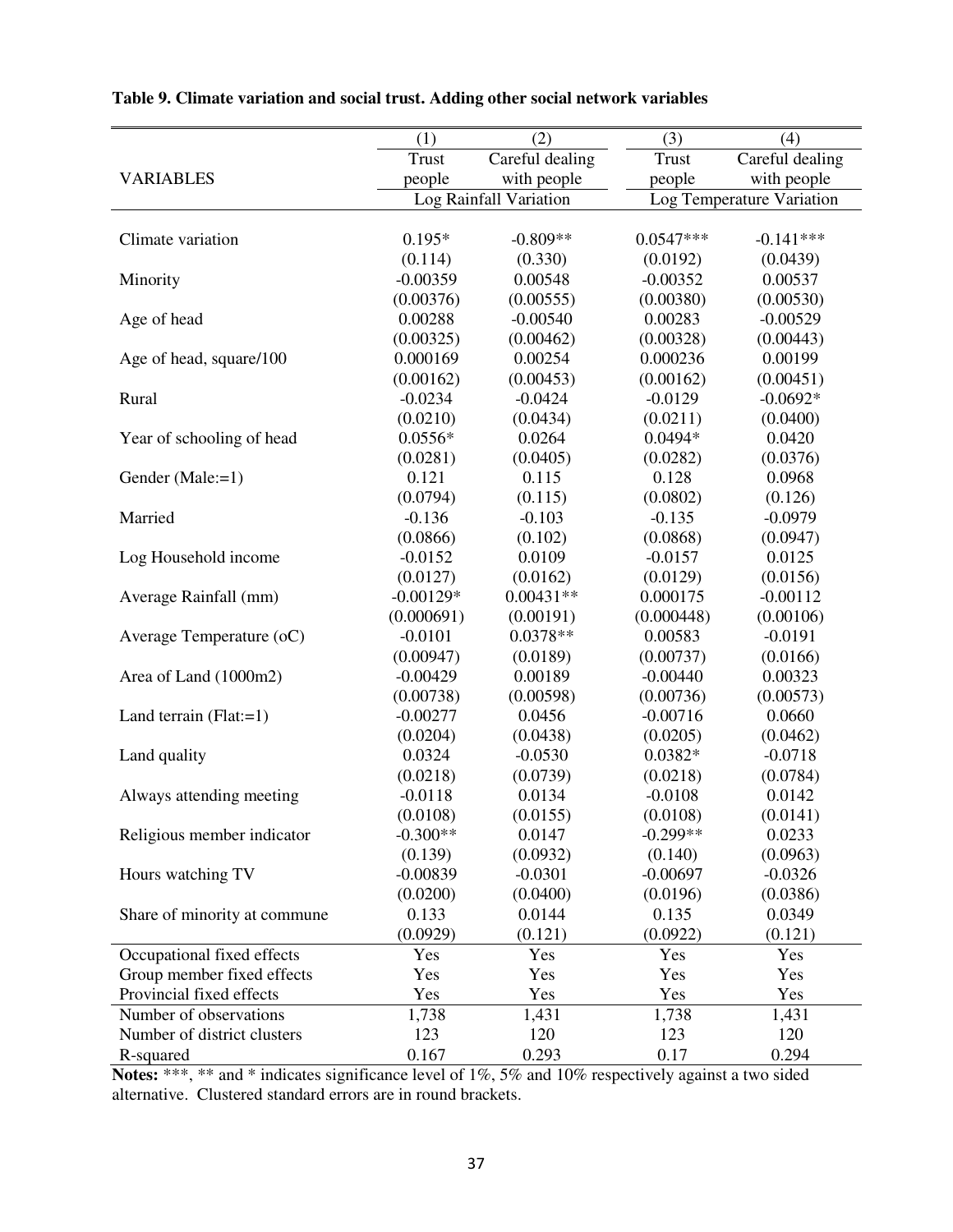**Table 9. Climate variation and social trust. Adding other social network variables**

| | (1) | (2) | (3) | (4) |
|---|---|---|---|---|
| VARIABLES | Trust people | Careful dealing with people | Trust people | Careful dealing with people |
| | Log Rainfall Variation | | Log Temperature Variation | |
| Climate variation | 0.195* | -0.809** | 0.0547*** | -0.141*** |
| | (0.114) | (0.330) | (0.0192) | (0.0439) |
| Minority | -0.00359 | 0.00548 | -0.00352 | 0.00537 |
| | (0.00376) | (0.00555) | (0.00380) | (0.00530) |
| Age of head | 0.00288 | -0.00540 | 0.00283 | -0.00529 |
| | (0.00325) | (0.00462) | (0.00328) | (0.00443) |
| Age of head, square/100 | 0.000169 | 0.00254 | 0.000236 | 0.00199 |
| | (0.00162) | (0.00453) | (0.00162) | (0.00451) |
| Rural | -0.0234 | -0.0424 | -0.0129 | -0.0692* |
| | (0.0210) | (0.0434) | (0.0211) | (0.0400) |
| Year of schooling of head | 0.0556* | 0.0264 | 0.0494* | 0.0420 |
| | (0.0281) | (0.0405) | (0.0282) | (0.0376) |
| Gender (Male:=1) | 0.121 | 0.115 | 0.128 | 0.0968 |
| | (0.0794) | (0.115) | (0.0802) | (0.126) |
| Married | -0.136 | -0.103 | -0.135 | -0.0979 |
| | (0.0866) | (0.102) | (0.0868) | (0.0947) |
| Log Household income | -0.0152 | 0.0109 | -0.0157 | 0.0125 |
| | (0.0127) | (0.0162) | (0.0129) | (0.0156) |
| Average Rainfall (mm) | -0.00129* | 0.00431** | 0.000175 | -0.00112 |
| | (0.000691) | (0.00191) | (0.000448) | (0.00106) |
| Average Temperature (oC) | -0.0101 | 0.0378** | 0.00583 | -0.0191 |
| | (0.00947) | (0.0189) | (0.00737) | (0.0166) |
| Area of Land (1000m2) | -0.00429 | 0.00189 | -0.00440 | 0.00323 |
| | (0.00738) | (0.00598) | (0.00736) | (0.00573) |
| Land terrain (Flat:=1) | -0.00277 | 0.0456 | -0.00716 | 0.0660 |
| | (0.0204) | (0.0438) | (0.0205) | (0.0462) |
| Land quality | 0.0324 | -0.0530 | 0.0382* | -0.0718 |
| | (0.0218) | (0.0739) | (0.0218) | (0.0784) |
| Always attending meeting | -0.0118 | 0.0134 | -0.0108 | 0.0142 |
| | (0.0108) | (0.0155) | (0.0108) | (0.0141) |
| Religious member indicator | -0.300** | 0.0147 | -0.299** | 0.0233 |
| | (0.139) | (0.0932) | (0.140) | (0.0963) |
| Hours watching TV | -0.00839 | -0.0301 | -0.00697 | -0.0326 |
| | (0.0200) | (0.0400) | (0.0196) | (0.0386) |
| Share of minority at commune | 0.133 | 0.0144 | 0.135 | 0.0349 |
| | (0.0929) | (0.121) | (0.0922) | (0.121) |
| Occupational fixed effects | Yes | Yes | Yes | Yes |
| Group member fixed effects | Yes | Yes | Yes | Yes |
| Provincial fixed effects | Yes | Yes | Yes | Yes |
| Number of observations | 1,738 | 1,431 | 1,738 | 1,431 |
| Number of district clusters | 123 | 120 | 123 | 120 |
| R-squared | 0.167 | 0.293 | 0.17 | 0.294 |

**Notes:** ***, ** and * indicates significance level of 1%, 5% and 10% respectively against a two sided alternative. Clustered standard errors are in round brackets.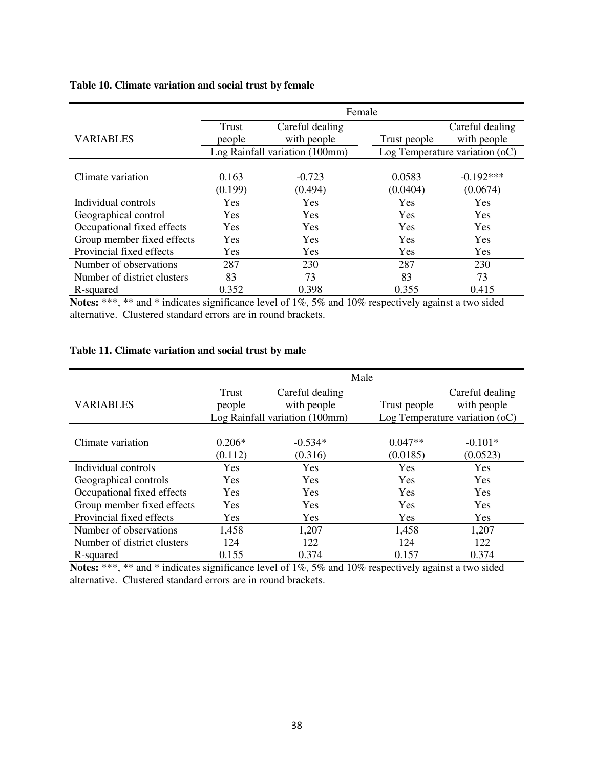**Table 10. Climate variation and social trust by female**

| | Female | | | |
|---|---|---|---|---|
| VARIABLES | Trust people | Careful dealing with people | Trust people | Careful dealing with people |
| | Log Rainfall variation (100mm) | | Log Temperature variation (oC) | |
| Climate variation | 0.163 | -0.723 | 0.0583 | -0.192*** |
| | (0.199) | (0.494) | (0.0404) | (0.0674) |
| Individual controls | Yes | Yes | Yes | Yes |
| Geographical control | Yes | Yes | Yes | Yes |
| Occupational fixed effects | Yes | Yes | Yes | Yes |
| Group member fixed effects | Yes | Yes | Yes | Yes |
| Provincial fixed effects | Yes | Yes | Yes | Yes |
| Number of observations | 287 | 230 | 287 | 230 |
| Number of district clusters | 83 | 73 | 83 | 73 |
| R-squared | 0.352 | 0.398 | 0.355 | 0.415 |

**Notes:** ***, ** and * indicates significance level of 1%, 5% and 10% respectively against a two sided alternative. Clustered standard errors are in round brackets.

**Table 11. Climate variation and social trust by male**

| | Male | | | |
|---|---|---|---|---|
| VARIABLES | Trust people | Careful dealing with people | Trust people | Careful dealing with people |
| | Log Rainfall variation (100mm) | | Log Temperature variation (oC) | |
| Climate variation | 0.206* | -0.534* | 0.047** | -0.101* |
| | (0.112) | (0.316) | (0.0185) | (0.0523) |
| Individual controls | Yes | Yes | Yes | Yes |
| Geographical controls | Yes | Yes | Yes | Yes |
| Occupational fixed effects | Yes | Yes | Yes | Yes |
| Group member fixed effects | Yes | Yes | Yes | Yes |
| Provincial fixed effects | Yes | Yes | Yes | Yes |
| Number of observations | 1,458 | 1,207 | 1,458 | 1,207 |
| Number of district clusters | 124 | 122 | 124 | 122 |
| R-squared | 0.155 | 0.374 | 0.157 | 0.374 |

**Notes:** ***, ** and * indicates significance level of 1%, 5% and 10% respectively against a two sided alternative. Clustered standard errors are in round brackets.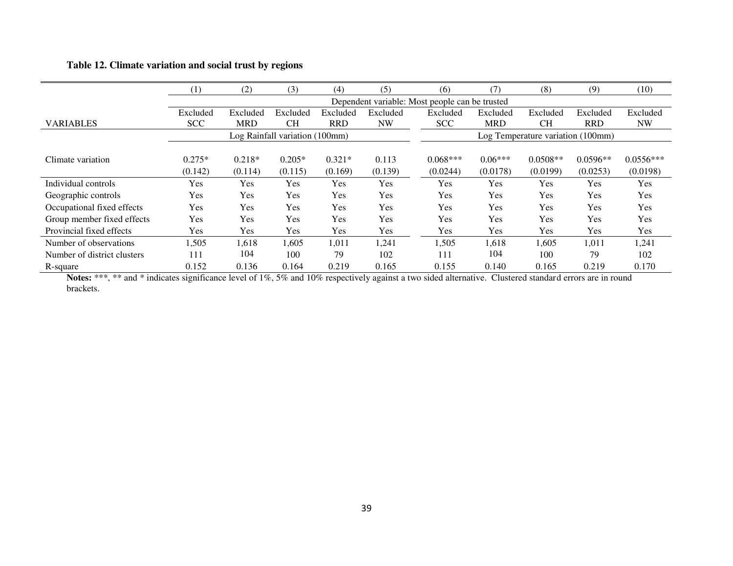**Table 12. Climate variation and social trust by regions**

| | (1) | (2) | (3) | (4) | (5) | (6) | (7) | (8) | (9) | (10) |
|---|---|---|---|---|---|---|---|---|---|---|
| | Dependent variable: Most people can be trusted | | | | | | | | | |
| VARIABLES | Excluded SCC | Excluded MRD | Excluded CH | Excluded RRD | Excluded NW | Excluded SCC | Excluded MRD | Excluded CH | Excluded RRD | Excluded NW |
| | Log Rainfall variation (100mm) | | | | | Log Temperature variation (100mm) | | | | |
| Climate variation | 0.275* | 0.218* | 0.205* | 0.321* | 0.113 | 0.068*** | 0.06*** | 0.0508** | 0.0596** | 0.0556*** |
| | (0.142) | (0.114) | (0.115) | (0.169) | (0.139) | (0.0244) | (0.0178) | (0.0199) | (0.0253) | (0.0198) |
| Individual controls | Yes | Yes | Yes | Yes | Yes | Yes | Yes | Yes | Yes | Yes |
| Geographic controls | Yes | Yes | Yes | Yes | Yes | Yes | Yes | Yes | Yes | Yes |
| Occupational fixed effects | Yes | Yes | Yes | Yes | Yes | Yes | Yes | Yes | Yes | Yes |
| Group member fixed effects | Yes | Yes | Yes | Yes | Yes | Yes | Yes | Yes | Yes | Yes |
| Provincial fixed effects | Yes | Yes | Yes | Yes | Yes | Yes | Yes | Yes | Yes | Yes |
| Number of observations | 1,505 | 1,618 | 1,605 | 1,011 | 1,241 | 1,505 | 1,618 | 1,605 | 1,011 | 1,241 |
| Number of district clusters | 111 | 104 | 100 | 79 | 102 | 111 | 104 | 100 | 79 | 102 |
| R-square | 0.152 | 0.136 | 0.164 | 0.219 | 0.165 | 0.155 | 0.140 | 0.165 | 0.219 | 0.170 |

**Notes:** ***, ** and * indicates significance level of 1%, 5% and 10% respectively against a two sided alternative. Clustered standard errors are in round brackets.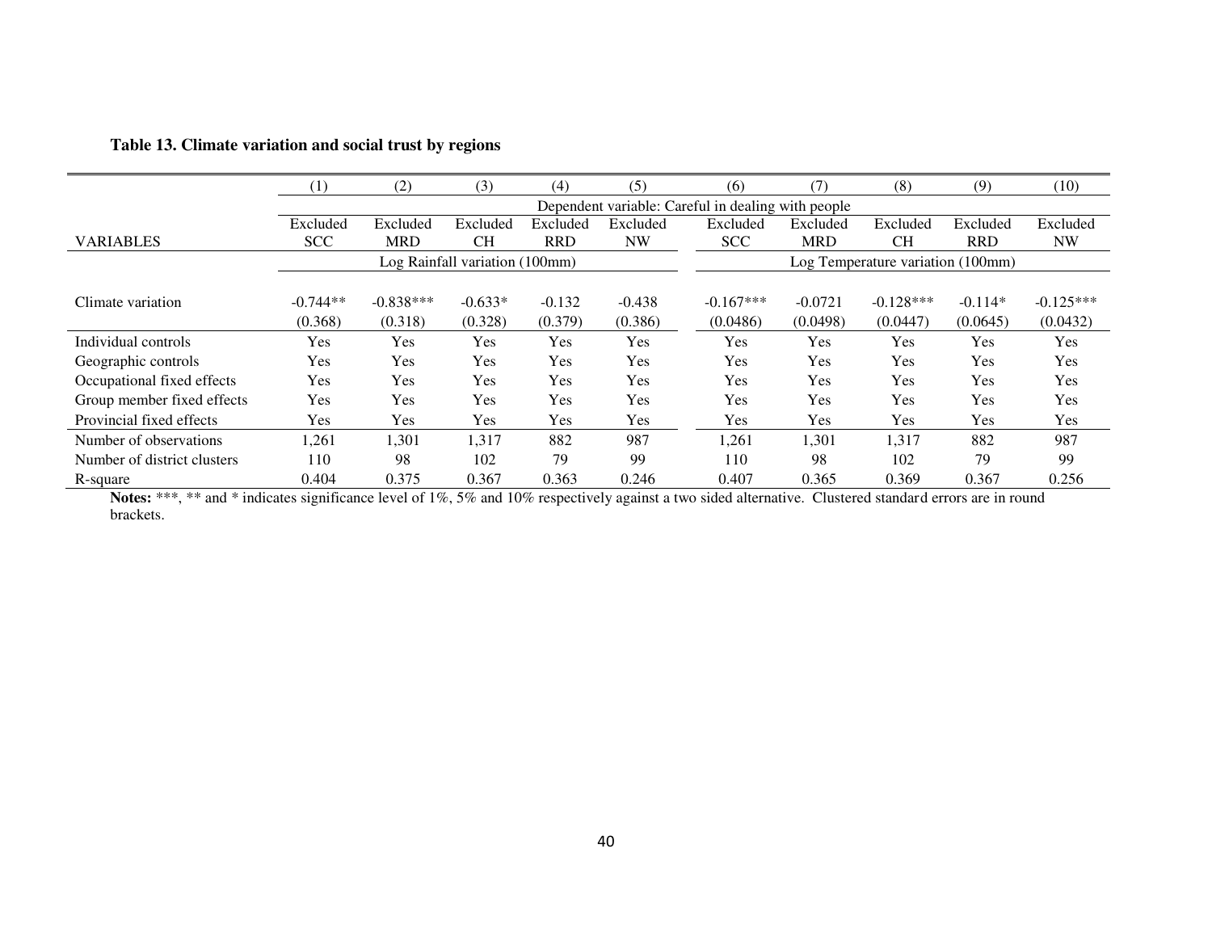**Table 13. Climate variation and social trust by regions**

| | (1) | (2) | (3) | (4) | (5) | (6) | (7) | (8) | (9) | (10) |
|---|---|---|---|---|---|---|---|---|---|---|
| | Dependent variable: Careful in dealing with people | | | | | | | | | |
| VARIABLES | Excluded SCC | Excluded MRD | Excluded CH | Excluded RRD | Excluded NW | Excluded SCC | Excluded MRD | Excluded CH | Excluded RRD | Excluded NW |
| | Log Rainfall variation (100mm) | | | | | Log Temperature variation (100mm) | | | | |
| Climate variation | -0.744** | -0.838*** | -0.633* | -0.132 | -0.438 | -0.167*** | -0.0721 | -0.128*** | -0.114* | -0.125*** |
| | (0.368) | (0.318) | (0.328) | (0.379) | (0.386) | (0.0486) | (0.0498) | (0.0447) | (0.0645) | (0.0432) |
| Individual controls | Yes | Yes | Yes | Yes | Yes | Yes | Yes | Yes | Yes | Yes |
| Geographic controls | Yes | Yes | Yes | Yes | Yes | Yes | Yes | Yes | Yes | Yes |
| Occupational fixed effects | Yes | Yes | Yes | Yes | Yes | Yes | Yes | Yes | Yes | Yes |
| Group member fixed effects | Yes | Yes | Yes | Yes | Yes | Yes | Yes | Yes | Yes | Yes |
| Provincial fixed effects | Yes | Yes | Yes | Yes | Yes | Yes | Yes | Yes | Yes | Yes |
| Number of observations | 1,261 | 1,301 | 1,317 | 882 | 987 | 1,261 | 1,301 | 1,317 | 882 | 987 |
| Number of district clusters | 110 | 98 | 102 | 79 | 99 | 110 | 98 | 102 | 79 | 99 |
| R-square | 0.404 | 0.375 | 0.367 | 0.363 | 0.246 | 0.407 | 0.365 | 0.369 | 0.367 | 0.256 |

**Notes:** ***, ** and * indicates significance level of 1%, 5% and 10% respectively against a two sided alternative. Clustered standard errors are in round brackets.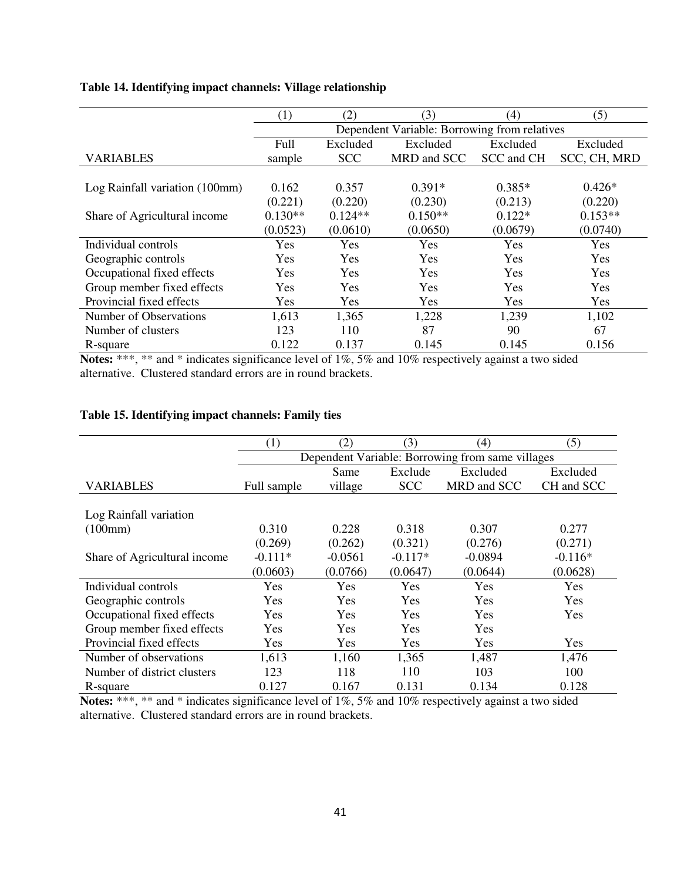**Table 14. Identifying impact channels: Village relationship**

| | (1) | (2) | (3) | (4) | (5) |
|---|---|---|---|---|---|
| | Dependent Variable: Borrowing from relatives | | | | |
| VARIABLES | Full sample | Excluded SCC | Excluded MRD and SCC | Excluded SCC and CH | Excluded SCC, CH, MRD |
| Log Rainfall variation (100mm) | 0.162 | 0.357 | 0.391* | 0.385* | 0.426* |
| | (0.221) | (0.220) | (0.230) | (0.213) | (0.220) |
| Share of Agricultural income | 0.130** | 0.124** | 0.150** | 0.122* | 0.153** |
| | (0.0523) | (0.0610) | (0.0650) | (0.0679) | (0.0740) |
| Individual controls | Yes | Yes | Yes | Yes | Yes |
| Geographic controls | Yes | Yes | Yes | Yes | Yes |
| Occupational fixed effects | Yes | Yes | Yes | Yes | Yes |
| Group member fixed effects | Yes | Yes | Yes | Yes | Yes |
| Provincial fixed effects | Yes | Yes | Yes | Yes | Yes |
| Number of Observations | 1,613 | 1,365 | 1,228 | 1,239 | 1,102 |
| Number of clusters | 123 | 110 | 87 | 90 | 67 |
| R-square | 0.122 | 0.137 | 0.145 | 0.145 | 0.156 |

**Notes:** ***, ** and * indicates significance level of 1%, 5% and 10% respectively against a two sided alternative. Clustered standard errors are in round brackets.

**Table 15. Identifying impact channels: Family ties**

| | (1) | (2) | (3) | (4) | (5) |
|---|---|---|---|---|---|
| | Dependent Variable: Borrowing from same villages | | | | |
| VARIABLES | Full sample | Same village | Exclude SCC | Excluded MRD and SCC | Excluded CH and SCC |
| Log Rainfall variation (100mm) | 0.310 | 0.228 | 0.318 | 0.307 | 0.277 |
| | (0.269) | (0.262) | (0.321) | (0.276) | (0.271) |
| Share of Agricultural income | -0.111* | -0.0561 | -0.117* | -0.0894 | -0.116* |
| | (0.0603) | (0.0766) | (0.0647) | (0.0644) | (0.0628) |
| Individual controls | Yes | Yes | Yes | Yes | Yes |
| Geographic controls | Yes | Yes | Yes | Yes | Yes |
| Occupational fixed effects | Yes | Yes | Yes | Yes | Yes |
| Group member fixed effects | Yes | Yes | Yes | Yes | |
| Provincial fixed effects | Yes | Yes | Yes | Yes | Yes |
| Number of observations | 1,613 | 1,160 | 1,365 | 1,487 | 1,476 |
| Number of district clusters | 123 | 118 | 110 | 103 | 100 |
| R-square | 0.127 | 0.167 | 0.131 | 0.134 | 0.128 |

**Notes:** ***, ** and * indicates significance level of 1%, 5% and 10% respectively against a two sided alternative. Clustered standard errors are in round brackets.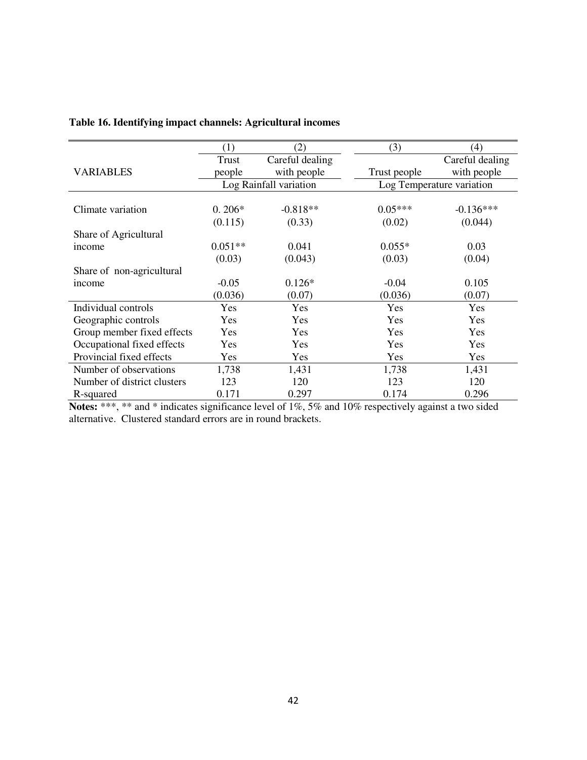**Table 16. Identifying impact channels: Agricultural incomes**

| | (1) | (2) | (3) | (4) |
|---|---|---|---|---|
| VARIABLES | Trust people | Careful dealing with people | Trust people | Careful dealing with people |
| | Log Rainfall variation | | Log Temperature variation | |
| Climate variation | 0. 206* | -0.818** | 0.05*** | -0.136*** |
| | (0.115) | (0.33) | (0.02) | (0.044) |
| Share of Agricultural income | 0.051** | 0.041 | 0.055* | 0.03 |
| | (0.03) | (0.043) | (0.03) | (0.04) |
| Share of non-agricultural income | -0.05 | 0.126* | -0.04 | 0.105 |
| | (0.036) | (0.07) | (0.036) | (0.07) |
| Individual controls | Yes | Yes | Yes | Yes |
| Geographic controls | Yes | Yes | Yes | Yes |
| Group member fixed effects | Yes | Yes | Yes | Yes |
| Occupational fixed effects | Yes | Yes | Yes | Yes |
| Provincial fixed effects | Yes | Yes | Yes | Yes |
| Number of observations | 1,738 | 1,431 | 1,738 | 1,431 |
| Number of district clusters | 123 | 120 | 123 | 120 |
| R-squared | 0.171 | 0.297 | 0.174 | 0.296 |

**Notes:** ***, ** and * indicates significance level of 1%, 5% and 10% respectively against a two sided alternative. Clustered standard errors are in round brackets.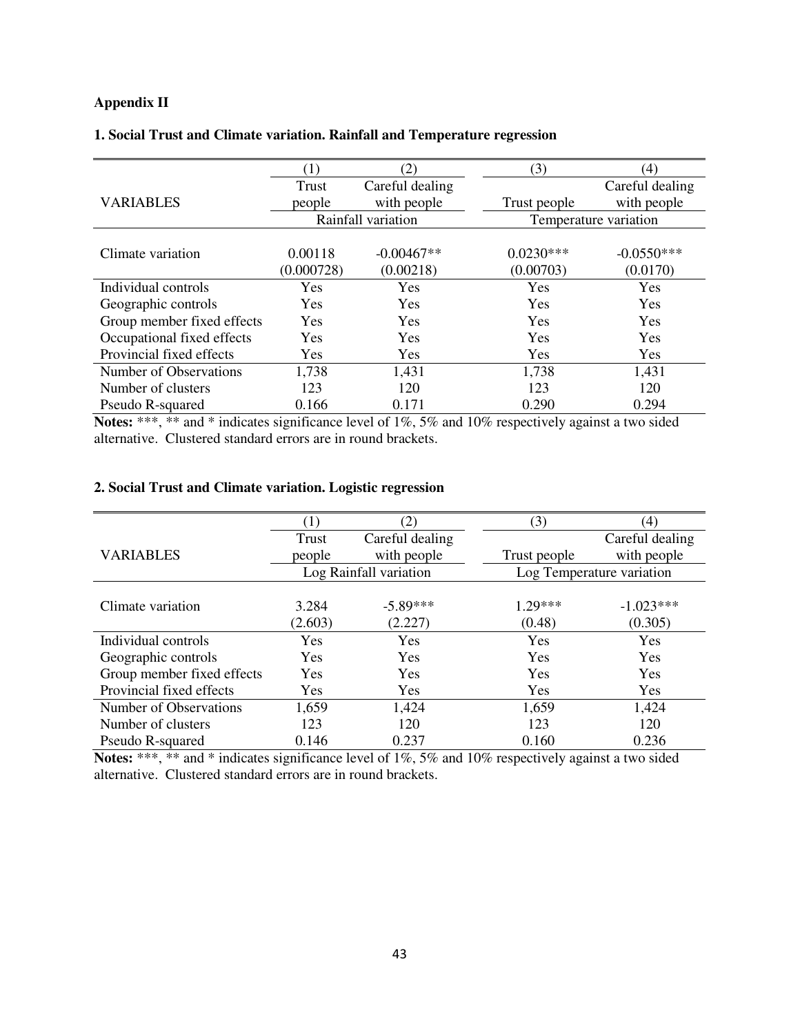**Appendix II**

**1. Social Trust and Climate variation. Rainfall and Temperature regression**

| | (1) | (2) | (3) | (4) |
|---|---|---|---|---|
| VARIABLES | Trust people | Careful dealing with people | Trust people | Careful dealing with people |
| | Rainfall variation | | Temperature variation | |
| Climate variation | 0.00118 | -0.00467** | 0.0230*** | -0.0550*** |
| | (0.000728) | (0.00218) | (0.00703) | (0.0170) |
| Individual controls | Yes | Yes | Yes | Yes |
| Geographic controls | Yes | Yes | Yes | Yes |
| Group member fixed effects | Yes | Yes | Yes | Yes |
| Occupational fixed effects | Yes | Yes | Yes | Yes |
| Provincial fixed effects | Yes | Yes | Yes | Yes |
| Number of Observations | 1,738 | 1,431 | 1,738 | 1,431 |
| Number of clusters | 123 | 120 | 123 | 120 |
| Pseudo R-squared | 0.166 | 0.171 | 0.290 | 0.294 |

**Notes:** ***, ** and * indicates significance level of 1%, 5% and 10% respectively against a two sided alternative. Clustered standard errors are in round brackets.

**2. Social Trust and Climate variation. Logistic regression**

| | (1) | (2) | (3) | (4) |
|---|---|---|---|---|
| VARIABLES | Trust people | Careful dealing with people | Trust people | Careful dealing with people |
| | Log Rainfall variation | | Log Temperature variation | |
| Climate variation | 3.284 | -5.89*** | 1.29*** | -1.023*** |
| | (2.603) | (2.227) | (0.48) | (0.305) |
| Individual controls | Yes | Yes | Yes | Yes |
| Geographic controls | Yes | Yes | Yes | Yes |
| Group member fixed effects | Yes | Yes | Yes | Yes |
| Provincial fixed effects | Yes | Yes | Yes | Yes |
| Number of Observations | 1,659 | 1,424 | 1,659 | 1,424 |
| Number of clusters | 123 | 120 | 123 | 120 |
| Pseudo R-squared | 0.146 | 0.237 | 0.160 | 0.236 |

**Notes:** ***, ** and * indicates significance level of 1%, 5% and 10% respectively against a two sided alternative. Clustered standard errors are in round brackets.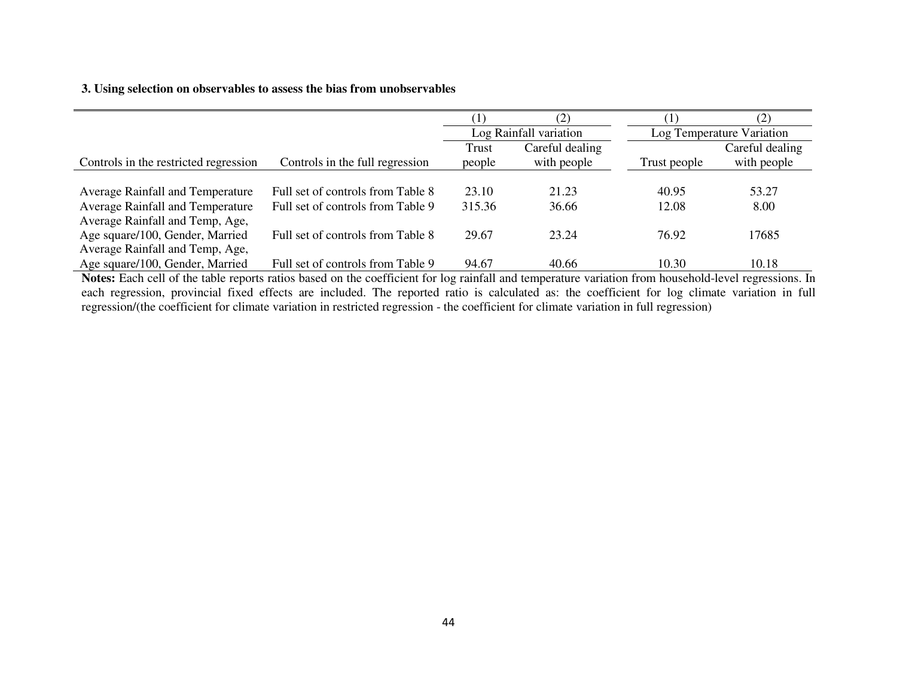**3. Using selection on observables to assess the bias from unobservables**

| | | (1) | (2) | (1) | (2) |
|---|---|---|---|---|---|
| | | Log Rainfall variation | | Log Temperature Variation | |
| Controls in the restricted regression | Controls in the full regression | Trust people | Careful dealing with people | Trust people | Careful dealing with people |
| Average Rainfall and Temperature | Full set of controls from Table 8 | 23.10 | 21.23 | 40.95 | 53.27 |
| Average Rainfall and Temperature | Full set of controls from Table 9 | 315.36 | 36.66 | 12.08 | 8.00 |
| Average Rainfall and Temp, Age, Age square/100, Gender, Married | Full set of controls from Table 8 | 29.67 | 23.24 | 76.92 | 17685 |
| Average Rainfall and Temp, Age, Age square/100, Gender, Married | Full set of controls from Table 9 | 94.67 | 40.66 | 10.30 | 10.18 |

**Notes:** Each cell of the table reports ratios based on the coefficient for log rainfall and temperature variation from household-level regressions. In each regression, provincial fixed effects are included. The reported ratio is calculated as: the coefficient for log climate variation in full regression/(the coefficient for climate variation in restricted regression - the coefficient for climate variation in full regression)